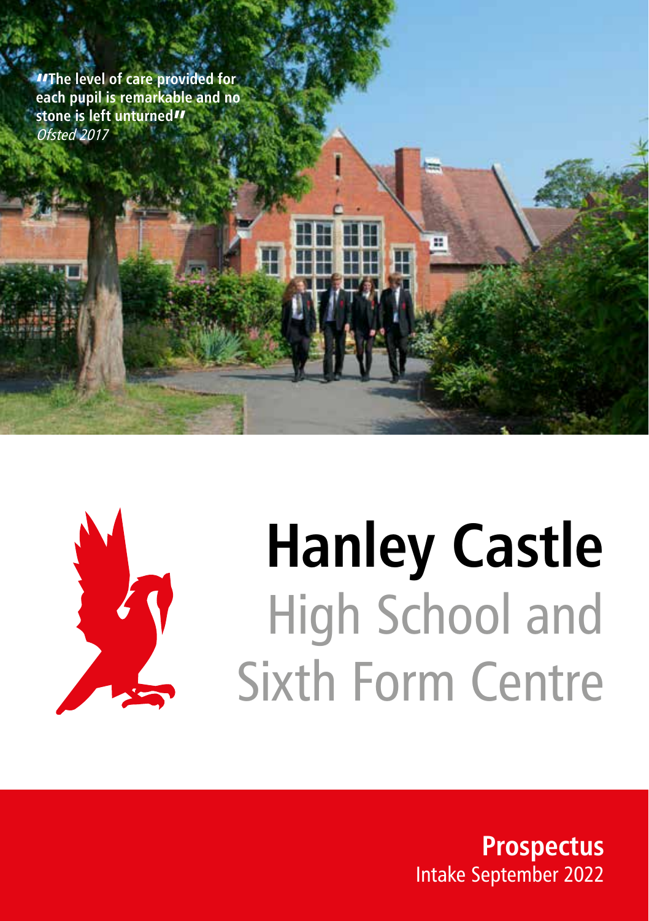"**The level of care provided for each pupil is remarkable and no stone is left unturned**"
*Ofsted 2017*

# Hanley Castle
## High School and Sixth Form Centre

**Prospectus**
Intake September 2022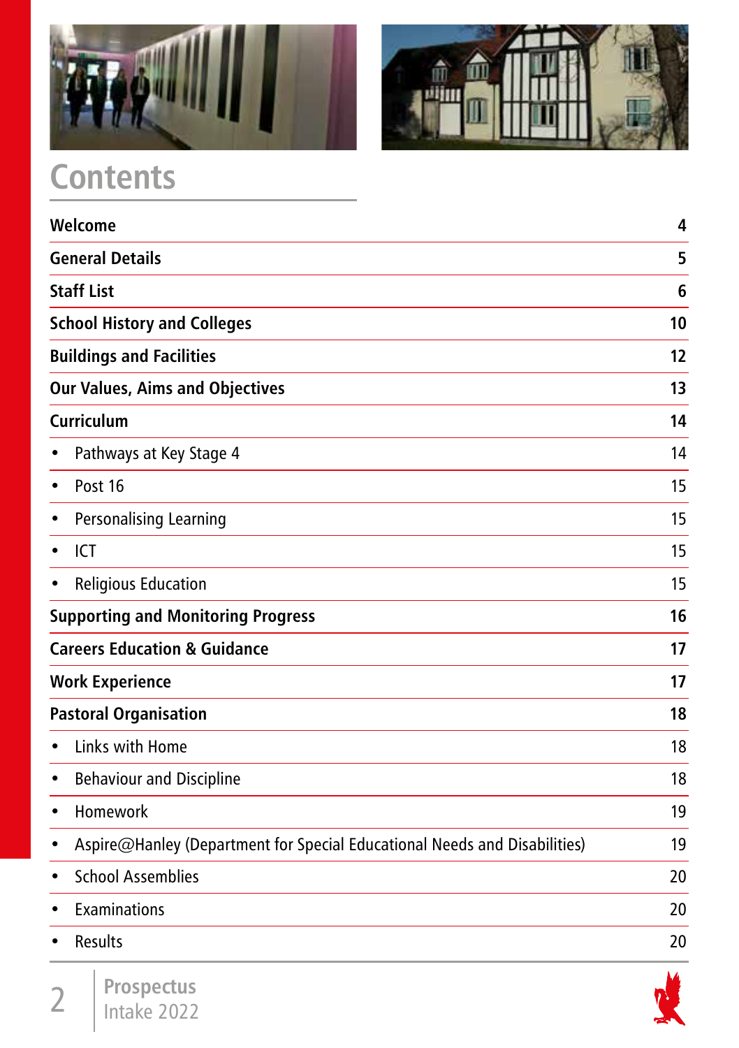# Contents

| | |
|---|---|
| **Welcome** | **4** |
| **General Details** | **5** |
| **Staff List** | **6** |
| **School History and Colleges** | **10** |
| **Buildings and Facilities** | **12** |
| **Our Values, Aims and Objectives** | **13** |
| **Curriculum** | **14** |
| • Pathways at Key Stage 4 | 14 |
| • Post 16 | 15 |
| • Personalising Learning | 15 |
| • ICT | 15 |
| • Religious Education | 15 |
| **Supporting and Monitoring Progress** | **16** |
| **Careers Education & Guidance** | **17** |
| **Work Experience** | **17** |
| **Pastoral Organisation** | **18** |
| • Links with Home | 18 |
| • Behaviour and Discipline | 18 |
| • Homework | 19 |
| • Aspire@Hanley (Department for Special Educational Needs and Disabilities) | 19 |
| • School Assemblies | 20 |
| • Examinations | 20 |
| • Results | 20 |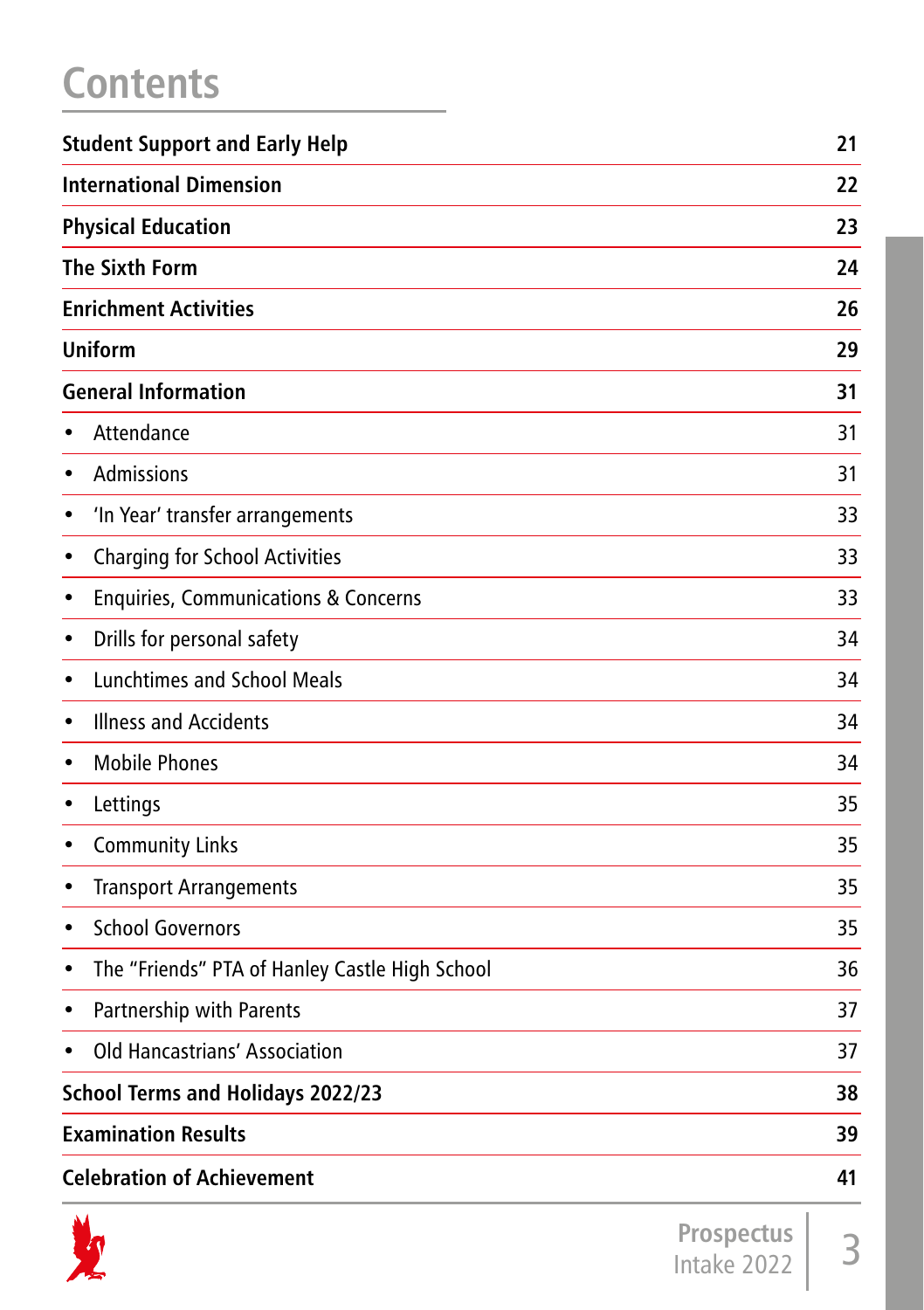# Contents

| | |
|---|---|
| **Student Support and Early Help** | **21** |
| **International Dimension** | **22** |
| **Physical Education** | **23** |
| **The Sixth Form** | **24** |
| **Enrichment Activities** | **26** |
| **Uniform** | **29** |
| **General Information** | **31** |
| • Attendance | 31 |
| • Admissions | 31 |
| • 'In Year' transfer arrangements | 33 |
| • Charging for School Activities | 33 |
| • Enquiries, Communications & Concerns | 33 |
| • Drills for personal safety | 34 |
| • Lunchtimes and School Meals | 34 |
| • Illness and Accidents | 34 |
| • Mobile Phones | 34 |
| • Lettings | 35 |
| • Community Links | 35 |
| • Transport Arrangements | 35 |
| • School Governors | 35 |
| • The "Friends" PTA of Hanley Castle High School | 36 |
| • Partnership with Parents | 37 |
| • Old Hancastrians' Association | 37 |
| **School Terms and Holidays 2022/23** | **38** |
| **Examination Results** | **39** |
| **Celebration of Achievement** | **41** |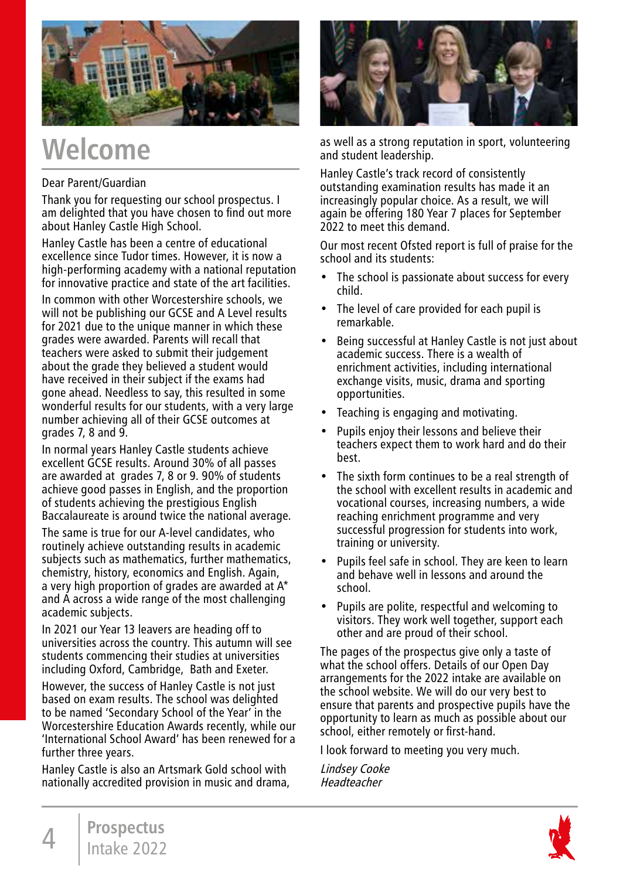# Welcome

Dear Parent/Guardian

Thank you for requesting our school prospectus. I am delighted that you have chosen to find out more about Hanley Castle High School.

Hanley Castle has been a centre of educational excellence since Tudor times. However, it is now a high-performing academy with a national reputation for innovative practice and state of the art facilities.

In common with other Worcestershire schools, we will not be publishing our GCSE and A Level results for 2021 due to the unique manner in which these grades were awarded. Parents will recall that teachers were asked to submit their judgement about the grade they believed a student would have received in their subject if the exams had gone ahead. Needless to say, this resulted in some wonderful results for our students, with a very large number achieving all of their GCSE outcomes at grades 7, 8 and 9.

In normal years Hanley Castle students achieve excellent GCSE results. Around 30% of all passes are awarded at grades 7, 8 or 9. 90% of students achieve good passes in English, and the proportion of students achieving the prestigious English Baccalaureate is around twice the national average.

The same is true for our A-level candidates, who routinely achieve outstanding results in academic subjects such as mathematics, further mathematics, chemistry, history, economics and English. Again, a very high proportion of grades are awarded at A* and A across a wide range of the most challenging academic subjects.

In 2021 our Year 13 leavers are heading off to universities across the country. This autumn will see students commencing their studies at universities including Oxford, Cambridge, Bath and Exeter.

However, the success of Hanley Castle is not just based on exam results. The school was delighted to be named 'Secondary School of the Year' in the Worcestershire Education Awards recently, while our 'International School Award' has been renewed for a further three years.

Hanley Castle is also an Artsmark Gold school with nationally accredited provision in music and drama, as well as a strong reputation in sport, volunteering and student leadership.

Hanley Castle's track record of consistently outstanding examination results has made it an increasingly popular choice. As a result, we will again be offering 180 Year 7 places for September 2022 to meet this demand.

Our most recent Ofsted report is full of praise for the school and its students:

- The school is passionate about success for every child.
- The level of care provided for each pupil is remarkable.
- Being successful at Hanley Castle is not just about academic success. There is a wealth of enrichment activities, including international exchange visits, music, drama and sporting opportunities.
- Teaching is engaging and motivating.
- Pupils enjoy their lessons and believe their teachers expect them to work hard and do their best.
- The sixth form continues to be a real strength of the school with excellent results in academic and vocational courses, increasing numbers, a wide reaching enrichment programme and very successful progression for students into work, training or university.
- Pupils feel safe in school. They are keen to learn and behave well in lessons and around the school.
- Pupils are polite, respectful and welcoming to visitors. They work well together, support each other and are proud of their school.

The pages of the prospectus give only a taste of what the school offers. Details of our Open Day arrangements for the 2022 intake are available on the school website. We will do our very best to ensure that parents and prospective pupils have the opportunity to learn as much as possible about our school, either remotely or first-hand.

I look forward to meeting you very much.

*Lindsey Cooke*
*Headteacher*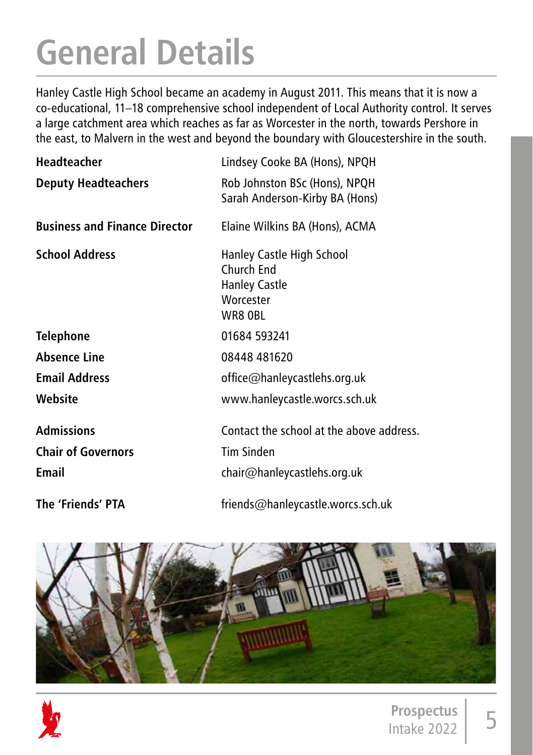# General Details

Hanley Castle High School became an academy in August 2011. This means that it is now a co-educational, 11–18 comprehensive school independent of Local Authority control. It serves a large catchment area which reaches as far as Worcester in the north, towards Pershore in the east, to Malvern in the west and beyond the boundary with Gloucestershire in the south.

| | |
|---|---|
| **Headteacher** | Lindsey Cooke BA (Hons), NPQH |
| **Deputy Headteachers** | Rob Johnston BSc (Hons), NPQH<br>Sarah Anderson-Kirby BA (Hons) |
| **Business and Finance Director** | Elaine Wilkins BA (Hons), ACMA |
| **School Address** | Hanley Castle High School<br>Church End<br>Hanley Castle<br>Worcester<br>WR8 0BL |
| **Telephone** | 01684 593241 |
| **Absence Line** | 08448 481620 |
| **Email Address** | office@hanleycastlehs.org.uk |
| **Website** | www.hanleycastle.worcs.sch.uk |
| **Admissions** | Contact the school at the above address. |
| **Chair of Governors** | Tim Sinden |
| **Email** | chair@hanleycastlehs.org.uk |
| **The 'Friends' PTA** | friends@hanleycastle.worcs.sch.uk |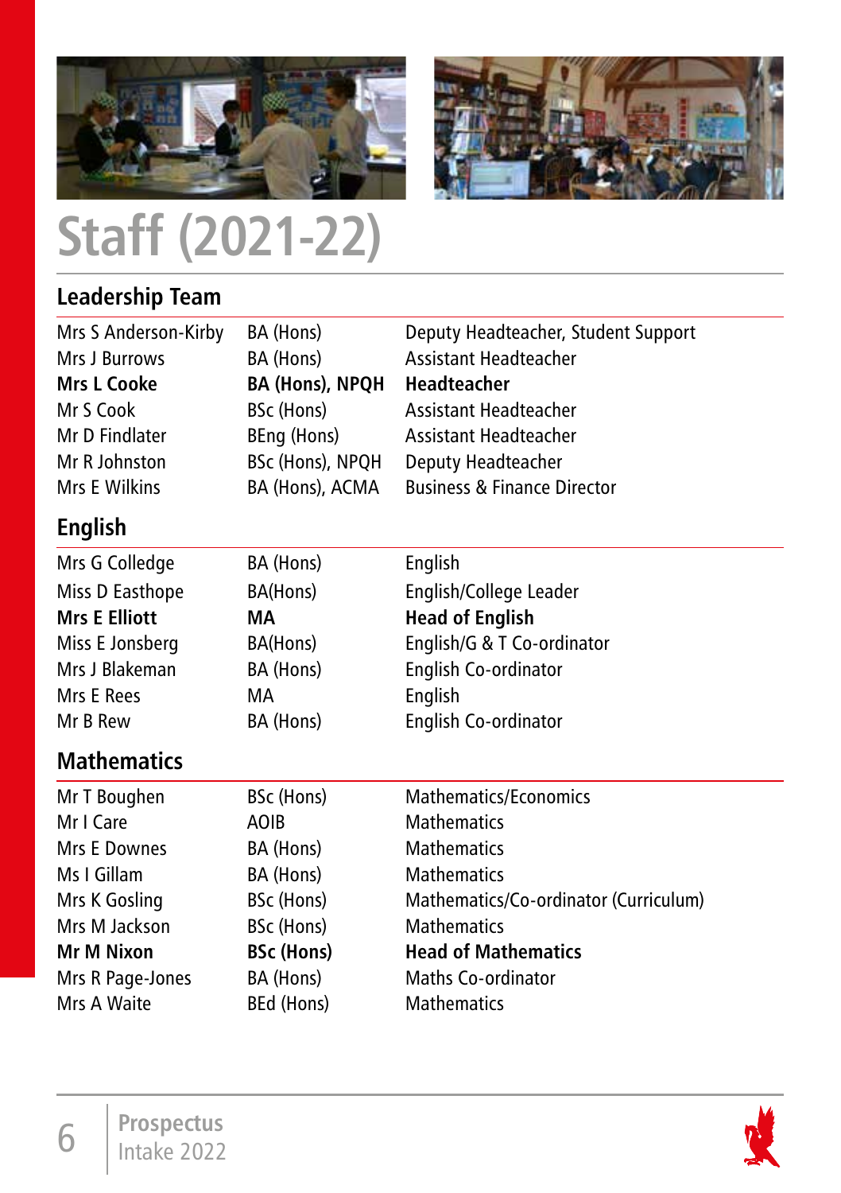# Staff (2021-22)

## Leadership Team

| | | |
|---|---|---|
| Mrs S Anderson-Kirby | BA (Hons) | Deputy Headteacher, Student Support |
| Mrs J Burrows | BA (Hons) | Assistant Headteacher |
| **Mrs L Cooke** | **BA (Hons), NPQH** | **Headteacher** |
| Mr S Cook | BSc (Hons) | Assistant Headteacher |
| Mr D Findlater | BEng (Hons) | Assistant Headteacher |
| Mr R Johnston | BSc (Hons), NPQH | Deputy Headteacher |
| Mrs E Wilkins | BA (Hons), ACMA | Business & Finance Director |

## English

| | | |
|---|---|---|
| Mrs G Colledge | BA (Hons) | English |
| Miss D Easthope | BA(Hons) | English/College Leader |
| **Mrs E Elliott** | **MA** | **Head of English** |
| Miss E Jonsberg | BA(Hons) | English/G & T Co-ordinator |
| Mrs J Blakeman | BA (Hons) | English Co-ordinator |
| Mrs E Rees | MA | English |
| Mr B Rew | BA (Hons) | English Co-ordinator |

## Mathematics

| | | |
|---|---|---|
| Mr T Boughen | BSc (Hons) | Mathematics/Economics |
| Mr I Care | AOIB | Mathematics |
| Mrs E Downes | BA (Hons) | Mathematics |
| Ms I Gillam | BA (Hons) | Mathematics |
| Mrs K Gosling | BSc (Hons) | Mathematics/Co-ordinator (Curriculum) |
| Mrs M Jackson | BSc (Hons) | Mathematics |
| **Mr M Nixon** | **BSc (Hons)** | **Head of Mathematics** |
| Mrs R Page-Jones | BA (Hons) | Maths Co-ordinator |
| Mrs A Waite | BEd (Hons) | Mathematics |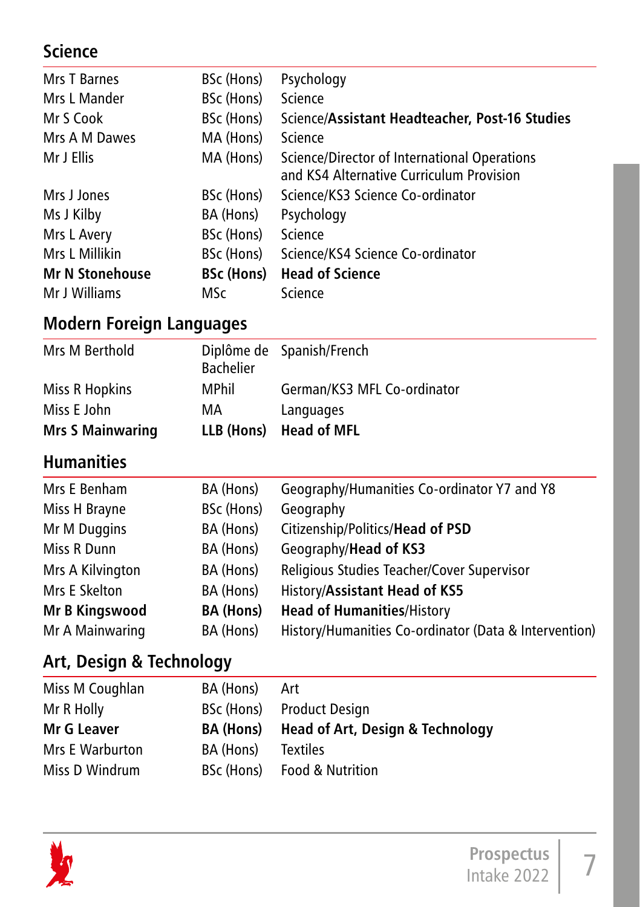## Science

| | | |
|---|---|---|
| Mrs T Barnes | BSc (Hons) | Psychology |
| Mrs L Mander | BSc (Hons) | Science |
| Mr S Cook | BSc (Hons) | Science/**Assistant Headteacher, Post-16 Studies** |
| Mrs A M Dawes | MA (Hons) | Science |
| Mr J Ellis | MA (Hons) | Science/Director of International Operations and KS4 Alternative Curriculum Provision |
| Mrs J Jones | BSc (Hons) | Science/KS3 Science Co-ordinator |
| Ms J Kilby | BA (Hons) | Psychology |
| Mrs L Avery | BSc (Hons) | Science |
| Mrs L Millikin | BSc (Hons) | Science/KS4 Science Co-ordinator |
| **Mr N Stonehouse** | **BSc (Hons)** | **Head of Science** |
| Mr J Williams | MSc | Science |

## Modern Foreign Languages

| | | |
|---|---|---|
| Mrs M Berthold | Diplôme de Bachelier | Spanish/French |
| Miss R Hopkins | MPhil | German/KS3 MFL Co-ordinator |
| Miss E John | MA | Languages |
| **Mrs S Mainwaring** | **LLB (Hons)** | **Head of MFL** |

## Humanities

| | | |
|---|---|---|
| Mrs E Benham | BA (Hons) | Geography/Humanities Co-ordinator Y7 and Y8 |
| Miss H Brayne | BSc (Hons) | Geography |
| Mr M Duggins | BA (Hons) | Citizenship/Politics/**Head of PSD** |
| Miss R Dunn | BA (Hons) | Geography/**Head of KS3** |
| Mrs A Kilvington | BA (Hons) | Religious Studies Teacher/Cover Supervisor |
| Mrs E Skelton | BA (Hons) | History/**Assistant Head of KS5** |
| **Mr B Kingswood** | **BA (Hons)** | **Head of Humanities**/History |
| Mr A Mainwaring | BA (Hons) | History/Humanities Co-ordinator (Data & Intervention) |

## Art, Design & Technology

| | | |
|---|---|---|
| Miss M Coughlan | BA (Hons) | Art |
| Mr R Holly | BSc (Hons) | Product Design |
| **Mr G Leaver** | **BA (Hons)** | **Head of Art, Design & Technology** |
| Mrs E Warburton | BA (Hons) | Textiles |
| Miss D Windrum | BSc (Hons) | Food & Nutrition |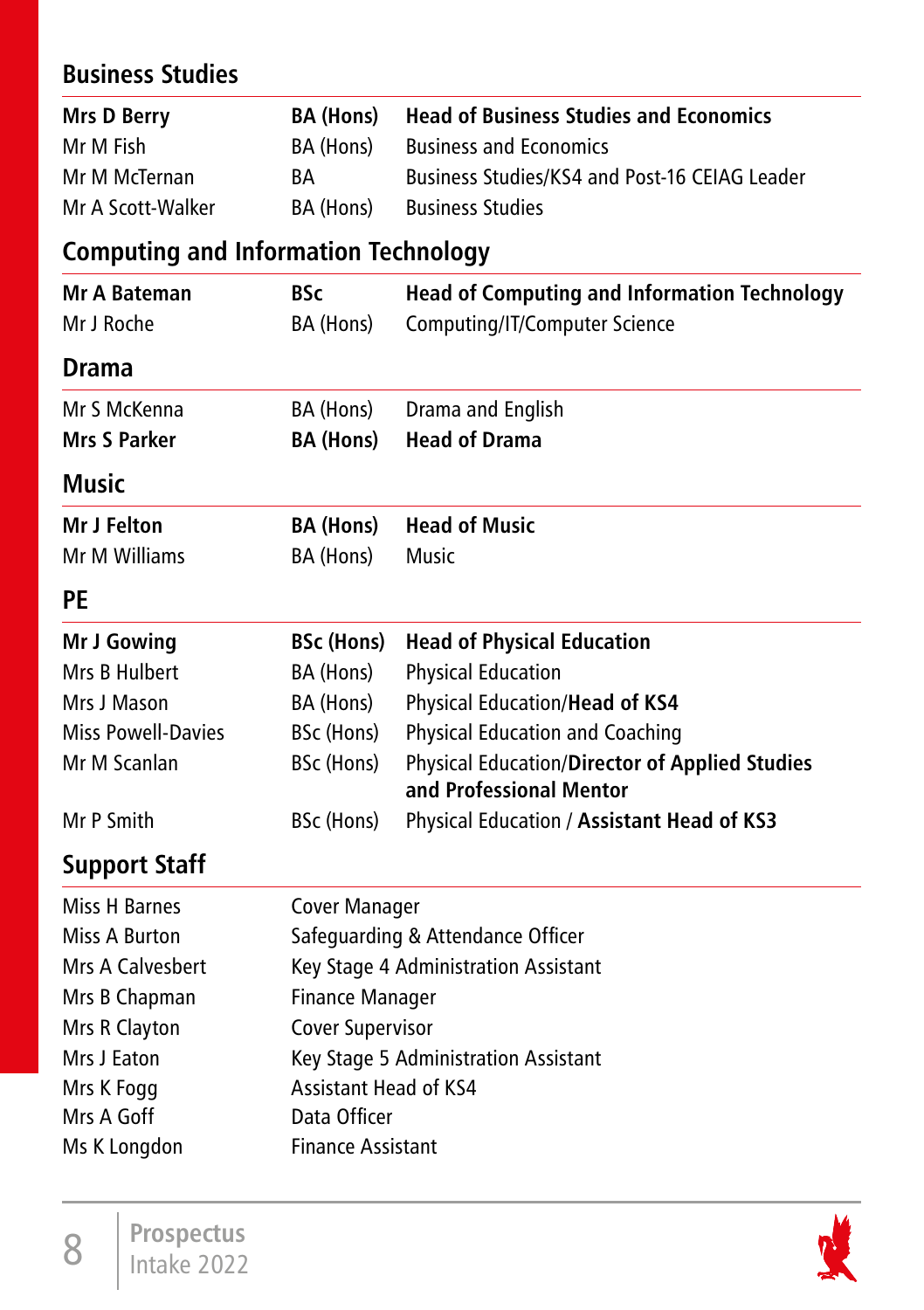## Business Studies

| | | |
|---|---|---|
| **Mrs D Berry** | **BA (Hons)** | **Head of Business Studies and Economics** |
| Mr M Fish | BA (Hons) | Business and Economics |
| Mr M McTernan | BA | Business Studies/KS4 and Post-16 CEIAG Leader |
| Mr A Scott-Walker | BA (Hons) | Business Studies |

## Computing and Information Technology

| | | |
|---|---|---|
| **Mr A Bateman** | **BSc** | **Head of Computing and Information Technology** |
| Mr J Roche | BA (Hons) | Computing/IT/Computer Science |

## Drama

| | | |
|---|---|---|
| Mr S McKenna | BA (Hons) | Drama and English |
| **Mrs S Parker** | **BA (Hons)** | **Head of Drama** |

## Music

| | | |
|---|---|---|
| **Mr J Felton** | **BA (Hons)** | **Head of Music** |
| Mr M Williams | BA (Hons) | Music |

## PE

| | | |
|---|---|---|
| **Mr J Gowing** | **BSc (Hons)** | **Head of Physical Education** |
| Mrs B Hulbert | BA (Hons) | Physical Education |
| Mrs J Mason | BA (Hons) | Physical Education/**Head of KS4** |
| Miss Powell-Davies | BSc (Hons) | Physical Education and Coaching |
| Mr M Scanlan | BSc (Hons) | Physical Education/**Director of Applied Studies and Professional Mentor** |
| Mr P Smith | BSc (Hons) | Physical Education / **Assistant Head of KS3** |

## Support Staff

| | |
|---|---|
| Miss H Barnes | Cover Manager |
| Miss A Burton | Safeguarding & Attendance Officer |
| Mrs A Calvesbert | Key Stage 4 Administration Assistant |
| Mrs B Chapman | Finance Manager |
| Mrs R Clayton | Cover Supervisor |
| Mrs J Eaton | Key Stage 5 Administration Assistant |
| Mrs K Fogg | Assistant Head of KS4 |
| Mrs A Goff | Data Officer |
| Ms K Longdon | Finance Assistant |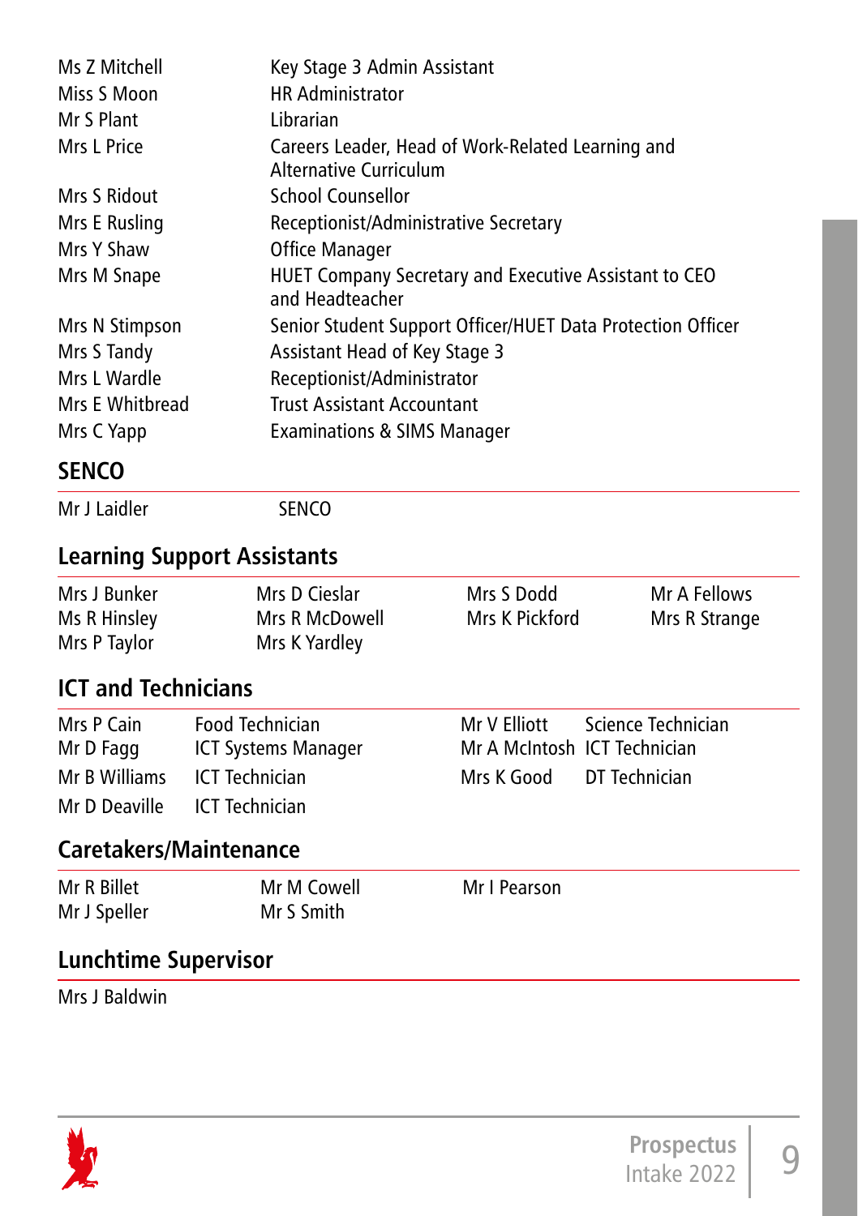| | |
|---|---|
| Ms Z Mitchell | Key Stage 3 Admin Assistant |
| Miss S Moon | HR Administrator |
| Mr S Plant | Librarian |
| Mrs L Price | Careers Leader, Head of Work-Related Learning and Alternative Curriculum |
| Mrs S Ridout | School Counsellor |
| Mrs E Rusling | Receptionist/Administrative Secretary |
| Mrs Y Shaw | Office Manager |
| Mrs M Snape | HUET Company Secretary and Executive Assistant to CEO and Headteacher |
| Mrs N Stimpson | Senior Student Support Officer/HUET Data Protection Officer |
| Mrs S Tandy | Assistant Head of Key Stage 3 |
| Mrs L Wardle | Receptionist/Administrator |
| Mrs E Whitbread | Trust Assistant Accountant |
| Mrs C Yapp | Examinations & SIMS Manager |

## SENCO

| | |
|---|---|
| Mr J Laidler | SENCO |

## Learning Support Assistants

| | | | |
|---|---|---|---|
| Mrs J Bunker | Mrs D Cieslar | Mrs S Dodd | Mr A Fellows |
| Ms R Hinsley | Mrs R McDowell | Mrs K Pickford | Mrs R Strange |
| Mrs P Taylor | Mrs K Yardley | | |

## ICT and Technicians

| | | | |
|---|---|---|---|
| Mrs P Cain | Food Technician | Mr V Elliott | Science Technician |
| Mr D Fagg | ICT Systems Manager | Mr A McIntosh | ICT Technician |
| Mr B Williams | ICT Technician | Mrs K Good | DT Technician |
| Mr D Deaville | ICT Technician | | |

## Caretakers/Maintenance

| | | |
|---|---|---|
| Mr R Billet | Mr M Cowell | Mr I Pearson |
| Mr J Speller | Mr S Smith | |

## Lunchtime Supervisor

Mrs J Baldwin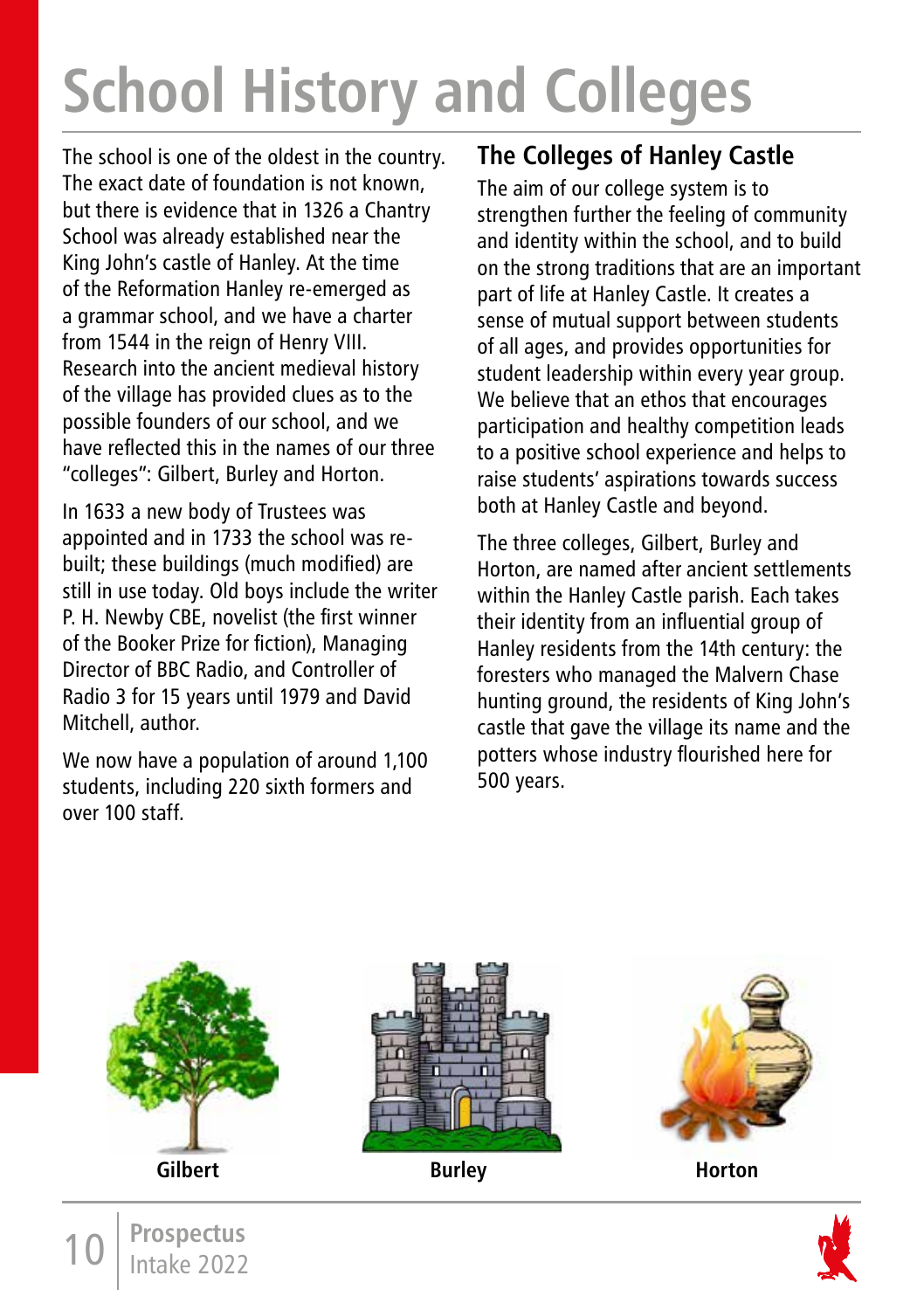# School History and Colleges

The school is one of the oldest in the country. The exact date of foundation is not known, but there is evidence that in 1326 a Chantry School was already established near the King John's castle of Hanley. At the time of the Reformation Hanley re-emerged as a grammar school, and we have a charter from 1544 in the reign of Henry VIII. Research into the ancient medieval history of the village has provided clues as to the possible founders of our school, and we have reflected this in the names of our three "colleges": Gilbert, Burley and Horton.

In 1633 a new body of Trustees was appointed and in 1733 the school was re-built; these buildings (much modified) are still in use today. Old boys include the writer P. H. Newby CBE, novelist (the first winner of the Booker Prize for fiction), Managing Director of BBC Radio, and Controller of Radio 3 for 15 years until 1979 and David Mitchell, author.

We now have a population of around 1,100 students, including 220 sixth formers and over 100 staff.

## The Colleges of Hanley Castle

The aim of our college system is to strengthen further the feeling of community and identity within the school, and to build on the strong traditions that are an important part of life at Hanley Castle. It creates a sense of mutual support between students of all ages, and provides opportunities for student leadership within every year group. We believe that an ethos that encourages participation and healthy competition leads to a positive school experience and helps to raise students' aspirations towards success both at Hanley Castle and beyond.

The three colleges, Gilbert, Burley and Horton, are named after ancient settlements within the Hanley Castle parish. Each takes their identity from an influential group of Hanley residents from the 14th century: the foresters who managed the Malvern Chase hunting ground, the residents of King John's castle that gave the village its name and the potters whose industry flourished here for 500 years.

**Gilbert** **Burley** **Horton**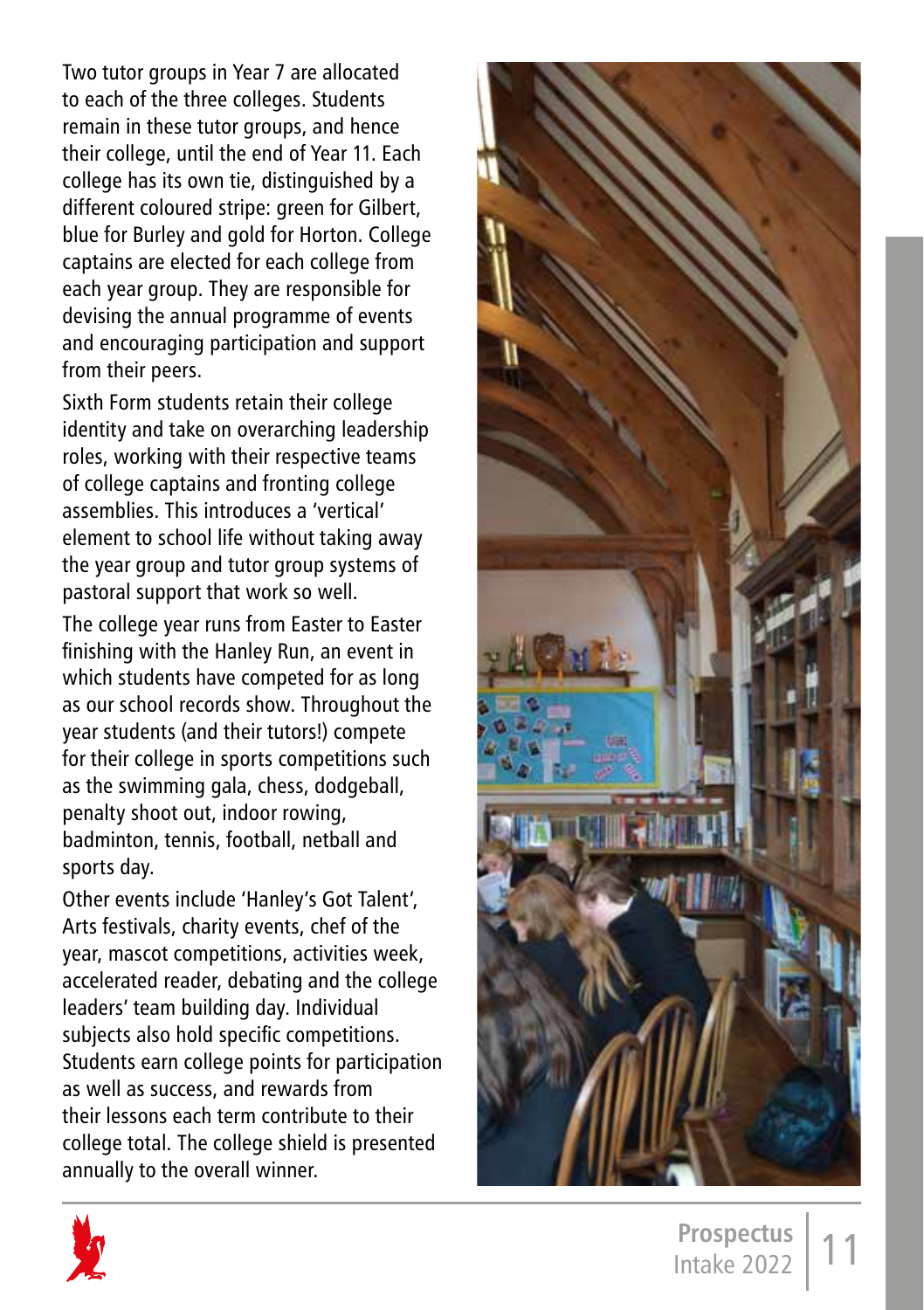Two tutor groups in Year 7 are allocated to each of the three colleges. Students remain in these tutor groups, and hence their college, until the end of Year 11. Each college has its own tie, distinguished by a different coloured stripe: green for Gilbert, blue for Burley and gold for Horton. College captains are elected for each college from each year group. They are responsible for devising the annual programme of events and encouraging participation and support from their peers.

Sixth Form students retain their college identity and take on overarching leadership roles, working with their respective teams of college captains and fronting college assemblies. This introduces a 'vertical' element to school life without taking away the year group and tutor group systems of pastoral support that work so well.

The college year runs from Easter to Easter finishing with the Hanley Run, an event in which students have competed for as long as our school records show. Throughout the year students (and their tutors!) compete for their college in sports competitions such as the swimming gala, chess, dodgeball, penalty shoot out, indoor rowing, badminton, tennis, football, netball and sports day.

Other events include 'Hanley's Got Talent', Arts festivals, charity events, chef of the year, mascot competitions, activities week, accelerated reader, debating and the college leaders' team building day. Individual subjects also hold specific competitions. Students earn college points for participation as well as success, and rewards from their lessons each term contribute to their college total. The college shield is presented annually to the overall winner.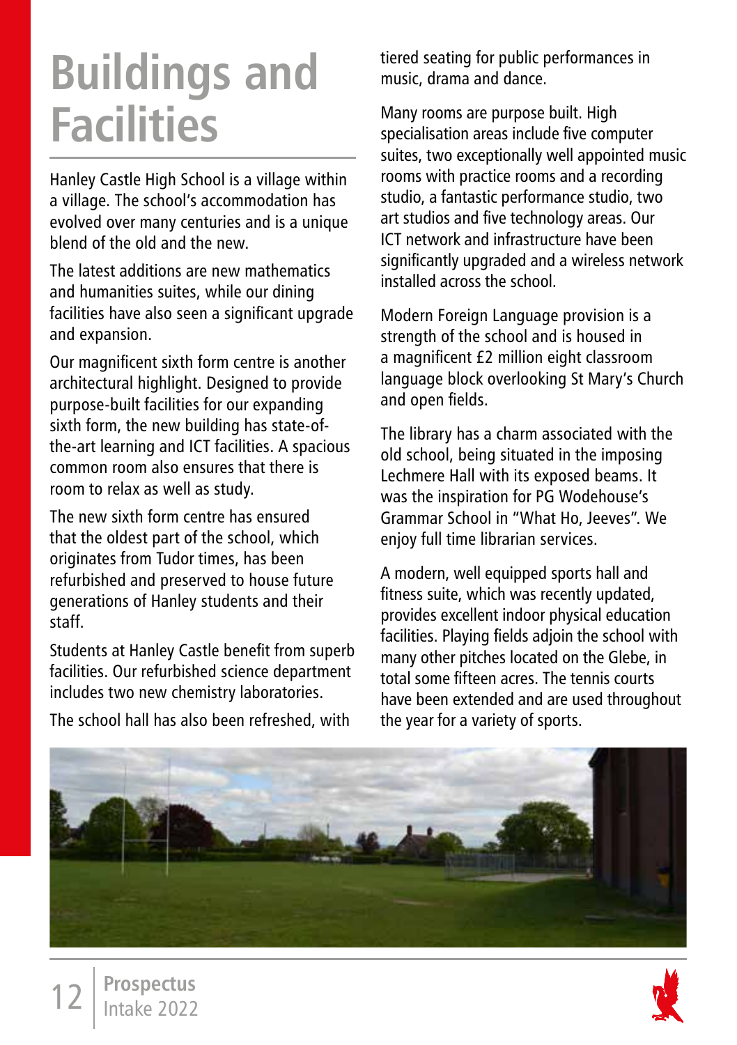# Buildings and Facilities

Hanley Castle High School is a village within a village. The school's accommodation has evolved over many centuries and is a unique blend of the old and the new.

The latest additions are new mathematics and humanities suites, while our dining facilities have also seen a significant upgrade and expansion.

Our magnificent sixth form centre is another architectural highlight. Designed to provide purpose-built facilities for our expanding sixth form, the new building has state-of-the-art learning and ICT facilities. A spacious common room also ensures that there is room to relax as well as study.

The new sixth form centre has ensured that the oldest part of the school, which originates from Tudor times, has been refurbished and preserved to house future generations of Hanley students and their staff.

Students at Hanley Castle benefit from superb facilities. Our refurbished science department includes two new chemistry laboratories.

The school hall has also been refreshed, with tiered seating for public performances in music, drama and dance.

Many rooms are purpose built. High specialisation areas include five computer suites, two exceptionally well appointed music rooms with practice rooms and a recording studio, a fantastic performance studio, two art studios and five technology areas. Our ICT network and infrastructure have been significantly upgraded and a wireless network installed across the school.

Modern Foreign Language provision is a strength of the school and is housed in a magnificent £2 million eight classroom language block overlooking St Mary's Church and open fields.

The library has a charm associated with the old school, being situated in the imposing Lechmere Hall with its exposed beams. It was the inspiration for PG Wodehouse's Grammar School in "What Ho, Jeeves". We enjoy full time librarian services.

A modern, well equipped sports hall and fitness suite, which was recently updated, provides excellent indoor physical education facilities. Playing fields adjoin the school with many other pitches located on the Glebe, in total some fifteen acres. The tennis courts have been extended and are used throughout the year for a variety of sports.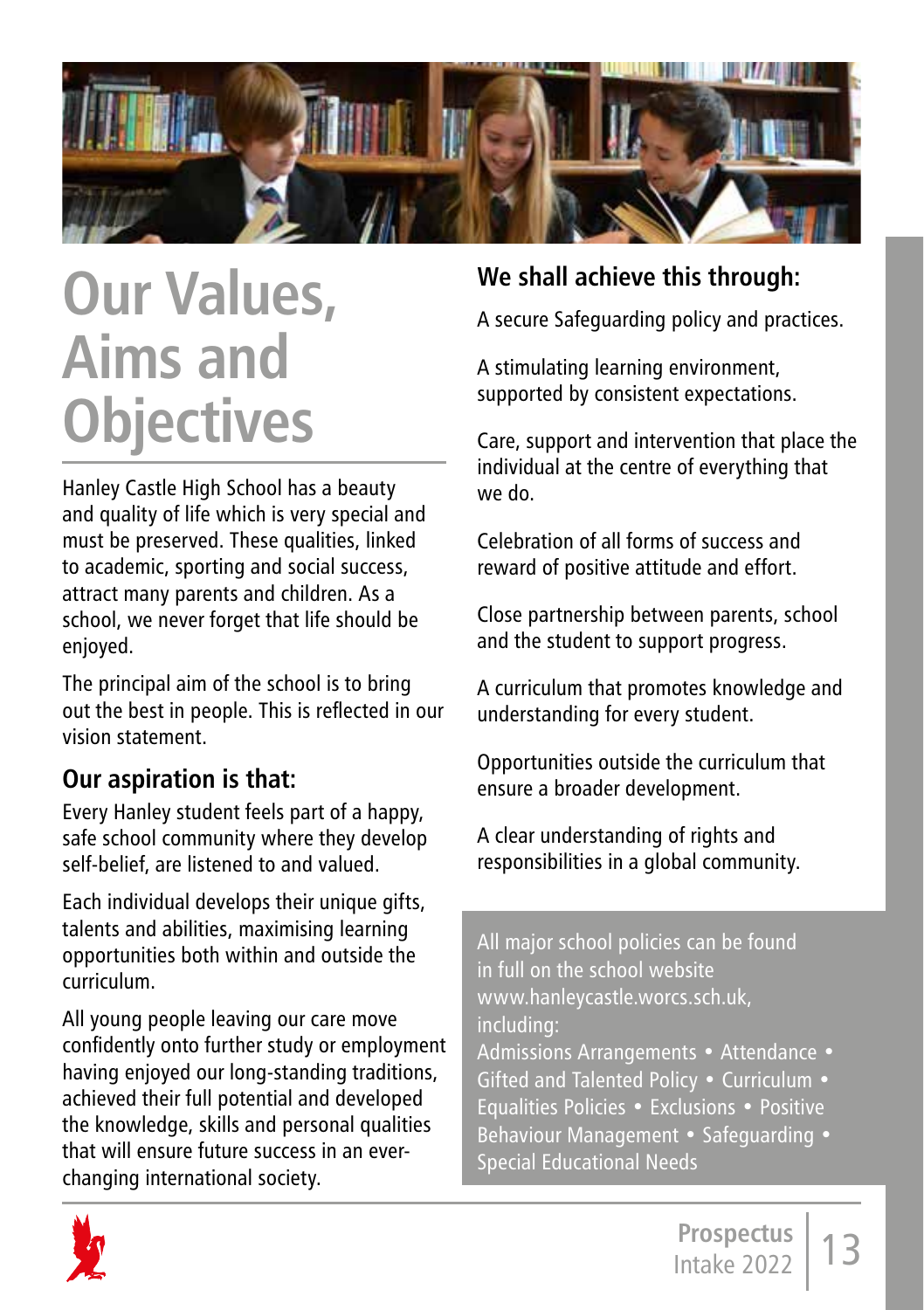# Our Values, Aims and Objectives

Hanley Castle High School has a beauty and quality of life which is very special and must be preserved. These qualities, linked to academic, sporting and social success, attract many parents and children. As a school, we never forget that life should be enjoyed.

The principal aim of the school is to bring out the best in people. This is reflected in our vision statement.

## Our aspiration is that:

Every Hanley student feels part of a happy, safe school community where they develop self-belief, are listened to and valued.

Each individual develops their unique gifts, talents and abilities, maximising learning opportunities both within and outside the curriculum.

All young people leaving our care move confidently onto further study or employment having enjoyed our long-standing traditions, achieved their full potential and developed the knowledge, skills and personal qualities that will ensure future success in an ever-changing international society.

## We shall achieve this through:

A secure Safeguarding policy and practices.

A stimulating learning environment, supported by consistent expectations.

Care, support and intervention that place the individual at the centre of everything that we do.

Celebration of all forms of success and reward of positive attitude and effort.

Close partnership between parents, school and the student to support progress.

A curriculum that promotes knowledge and understanding for every student.

Opportunities outside the curriculum that ensure a broader development.

A clear understanding of rights and responsibilities in a global community.

All major school policies can be found in full on the school website www.hanleycastle.worcs.sch.uk, including:
Admissions Arrangements • Attendance • Gifted and Talented Policy • Curriculum • Equalities Policies • Exclusions • Positive Behaviour Management • Safeguarding • Special Educational Needs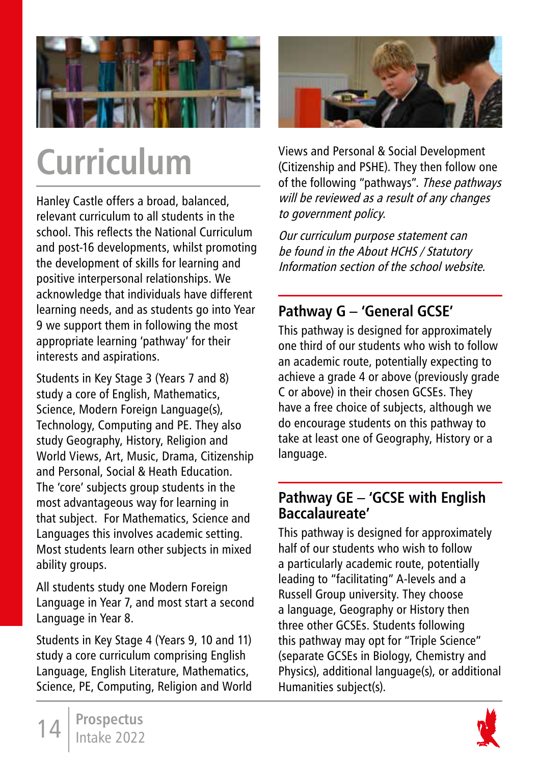# Curriculum

Hanley Castle offers a broad, balanced, relevant curriculum to all students in the school. This reflects the National Curriculum and post-16 developments, whilst promoting the development of skills for learning and positive interpersonal relationships. We acknowledge that individuals have different learning needs, and as students go into Year 9 we support them in following the most appropriate learning 'pathway' for their interests and aspirations.

Students in Key Stage 3 (Years 7 and 8) study a core of English, Mathematics, Science, Modern Foreign Language(s), Technology, Computing and PE. They also study Geography, History, Religion and World Views, Art, Music, Drama, Citizenship and Personal, Social & Heath Education. The 'core' subjects group students in the most advantageous way for learning in that subject. For Mathematics, Science and Languages this involves academic setting. Most students learn other subjects in mixed ability groups.

All students study one Modern Foreign Language in Year 7, and most start a second Language in Year 8.

Students in Key Stage 4 (Years 9, 10 and 11) study a core curriculum comprising English Language, English Literature, Mathematics, Science, PE, Computing, Religion and World Views and Personal & Social Development (Citizenship and PSHE). They then follow one of the following "pathways". *These pathways will be reviewed as a result of any changes to government policy.*

*Our curriculum purpose statement can be found in the About HCHS / Statutory Information section of the school website.*

## Pathway G – 'General GCSE'

This pathway is designed for approximately one third of our students who wish to follow an academic route, potentially expecting to achieve a grade 4 or above (previously grade C or above) in their chosen GCSEs. They have a free choice of subjects, although we do encourage students on this pathway to take at least one of Geography, History or a language.

## Pathway GE – 'GCSE with English Baccalaureate'

This pathway is designed for approximately half of our students who wish to follow a particularly academic route, potentially leading to "facilitating" A-levels and a Russell Group university. They choose a language, Geography or History then three other GCSEs. Students following this pathway may opt for "Triple Science" (separate GCSEs in Biology, Chemistry and Physics), additional language(s), or additional Humanities subject(s).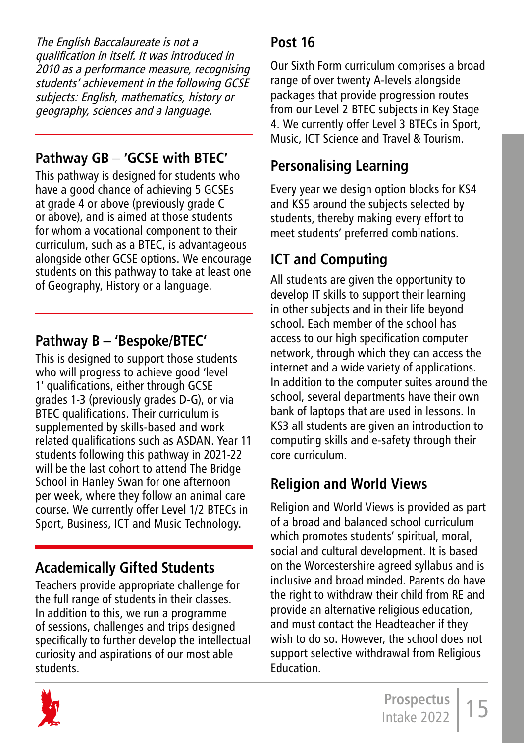*The English Baccalaureate is not a qualification in itself. It was introduced in 2010 as a performance measure, recognising students' achievement in the following GCSE subjects: English, mathematics, history or geography, sciences and a language.*

## Pathway GB – 'GCSE with BTEC'

This pathway is designed for students who have a good chance of achieving 5 GCSEs at grade 4 or above (previously grade C or above), and is aimed at those students for whom a vocational component to their curriculum, such as a BTEC, is advantageous alongside other GCSE options. We encourage students on this pathway to take at least one of Geography, History or a language.

## Pathway B – 'Bespoke/BTEC'

This is designed to support those students who will progress to achieve good 'level 1' qualifications, either through GCSE grades 1-3 (previously grades D-G), or via BTEC qualifications. Their curriculum is supplemented by skills-based and work related qualifications such as ASDAN. Year 11 students following this pathway in 2021-22 will be the last cohort to attend The Bridge School in Hanley Swan for one afternoon per week, where they follow an animal care course. We currently offer Level 1/2 BTECs in Sport, Business, ICT and Music Technology.

## Academically Gifted Students

Teachers provide appropriate challenge for the full range of students in their classes. In addition to this, we run a programme of sessions, challenges and trips designed specifically to further develop the intellectual curiosity and aspirations of our most able students.

## Post 16

Our Sixth Form curriculum comprises a broad range of over twenty A-levels alongside packages that provide progression routes from our Level 2 BTEC subjects in Key Stage 4. We currently offer Level 3 BTECs in Sport, Music, ICT Science and Travel & Tourism.

## Personalising Learning

Every year we design option blocks for KS4 and KS5 around the subjects selected by students, thereby making every effort to meet students' preferred combinations.

## ICT and Computing

All students are given the opportunity to develop IT skills to support their learning in other subjects and in their life beyond school. Each member of the school has access to our high specification computer network, through which they can access the internet and a wide variety of applications. In addition to the computer suites around the school, several departments have their own bank of laptops that are used in lessons. In KS3 all students are given an introduction to computing skills and e-safety through their core curriculum.

## Religion and World Views

Religion and World Views is provided as part of a broad and balanced school curriculum which promotes students' spiritual, moral, social and cultural development. It is based on the Worcestershire agreed syllabus and is inclusive and broad minded. Parents do have the right to withdraw their child from RE and provide an alternative religious education, and must contact the Headteacher if they wish to do so. However, the school does not support selective withdrawal from Religious Education.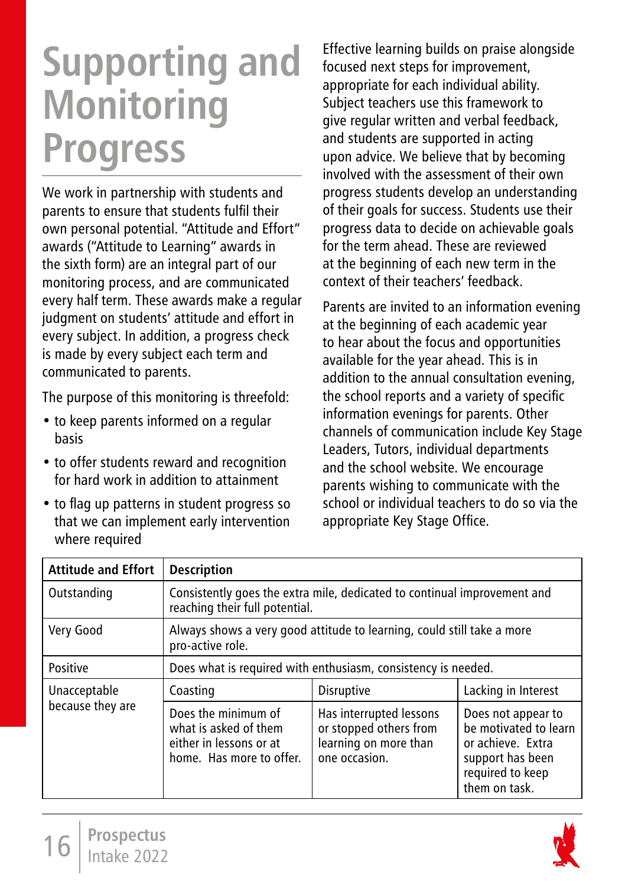# Supporting and Monitoring Progress

We work in partnership with students and parents to ensure that students fulfil their own personal potential. "Attitude and Effort" awards ("Attitude to Learning" awards in the sixth form) are an integral part of our monitoring process, and are communicated every half term. These awards make a regular judgment on students' attitude and effort in every subject. In addition, a progress check is made by every subject each term and communicated to parents.

The purpose of this monitoring is threefold:

- to keep parents informed on a regular basis
- to offer students reward and recognition for hard work in addition to attainment
- to flag up patterns in student progress so that we can implement early intervention where required

Effective learning builds on praise alongside focused next steps for improvement, appropriate for each individual ability. Subject teachers use this framework to give regular written and verbal feedback, and students are supported in acting upon advice. We believe that by becoming involved with the assessment of their own progress students develop an understanding of their goals for success. Students use their progress data to decide on achievable goals for the term ahead. These are reviewed at the beginning of each new term in the context of their teachers' feedback.

Parents are invited to an information evening at the beginning of each academic year to hear about the focus and opportunities available for the year ahead. This is in addition to the annual consultation evening, the school reports and a variety of specific information evenings for parents. Other channels of communication include Key Stage Leaders, Tutors, individual departments and the school website. We encourage parents wishing to communicate with the school or individual teachers to do so via the appropriate Key Stage Office.

| Attitude and Effort | Description | | |
|---|---|---|---|
| Outstanding | Consistently goes the extra mile, dedicated to continual improvement and reaching their full potential. | | |
| Very Good | Always shows a very good attitude to learning, could still take a more pro-active role. | | |
| Positive | Does what is required with enthusiasm, consistency is needed. | | |
| Unacceptable because they are | Coasting | Disruptive | Lacking in Interest |
| | Does the minimum of what is asked of them either in lessons or at home. Has more to offer. | Has interrupted lessons or stopped others from learning on more than one occasion. | Does not appear to be motivated to learn or achieve. Extra support has been required to keep them on task. |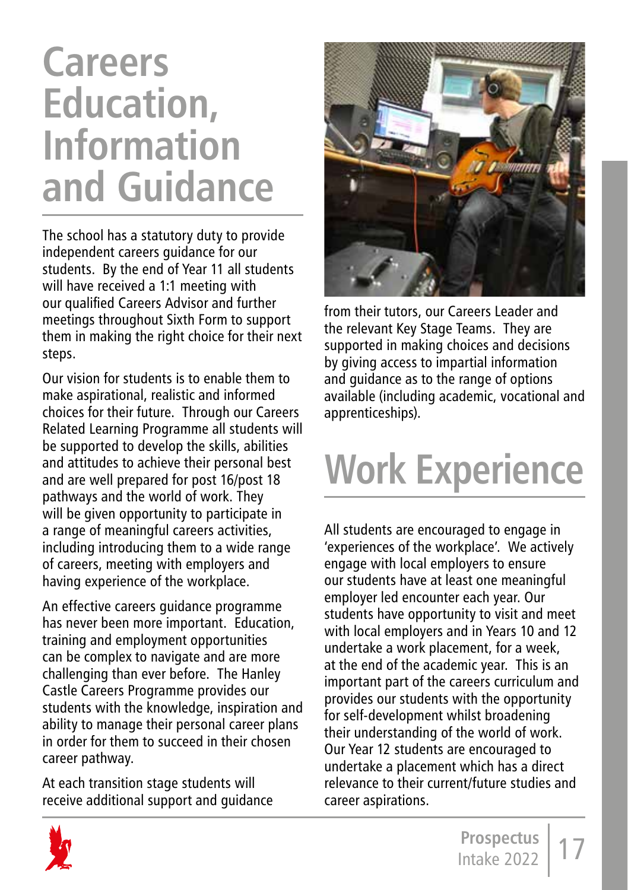# Careers Education, Information and Guidance

The school has a statutory duty to provide independent careers guidance for our students. By the end of Year 11 all students will have received a 1:1 meeting with our qualified Careers Advisor and further meetings throughout Sixth Form to support them in making the right choice for their next steps.

Our vision for students is to enable them to make aspirational, realistic and informed choices for their future. Through our Careers Related Learning Programme all students will be supported to develop the skills, abilities and attitudes to achieve their personal best and are well prepared for post 16/post 18 pathways and the world of work. They will be given opportunity to participate in a range of meaningful careers activities, including introducing them to a wide range of careers, meeting with employers and having experience of the workplace.

An effective careers guidance programme has never been more important. Education, training and employment opportunities can be complex to navigate and are more challenging than ever before. The Hanley Castle Careers Programme provides our students with the knowledge, inspiration and ability to manage their personal career plans in order for them to succeed in their chosen career pathway.

At each transition stage students will receive additional support and guidance from their tutors, our Careers Leader and the relevant Key Stage Teams. They are supported in making choices and decisions by giving access to impartial information and guidance as to the range of options available (including academic, vocational and apprenticeships).

# Work Experience

All students are encouraged to engage in 'experiences of the workplace'. We actively engage with local employers to ensure our students have at least one meaningful employer led encounter each year. Our students have opportunity to visit and meet with local employers and in Years 10 and 12 undertake a work placement, for a week, at the end of the academic year. This is an important part of the careers curriculum and provides our students with the opportunity for self-development whilst broadening their understanding of the world of work. Our Year 12 students are encouraged to undertake a placement which has a direct relevance to their current/future studies and career aspirations.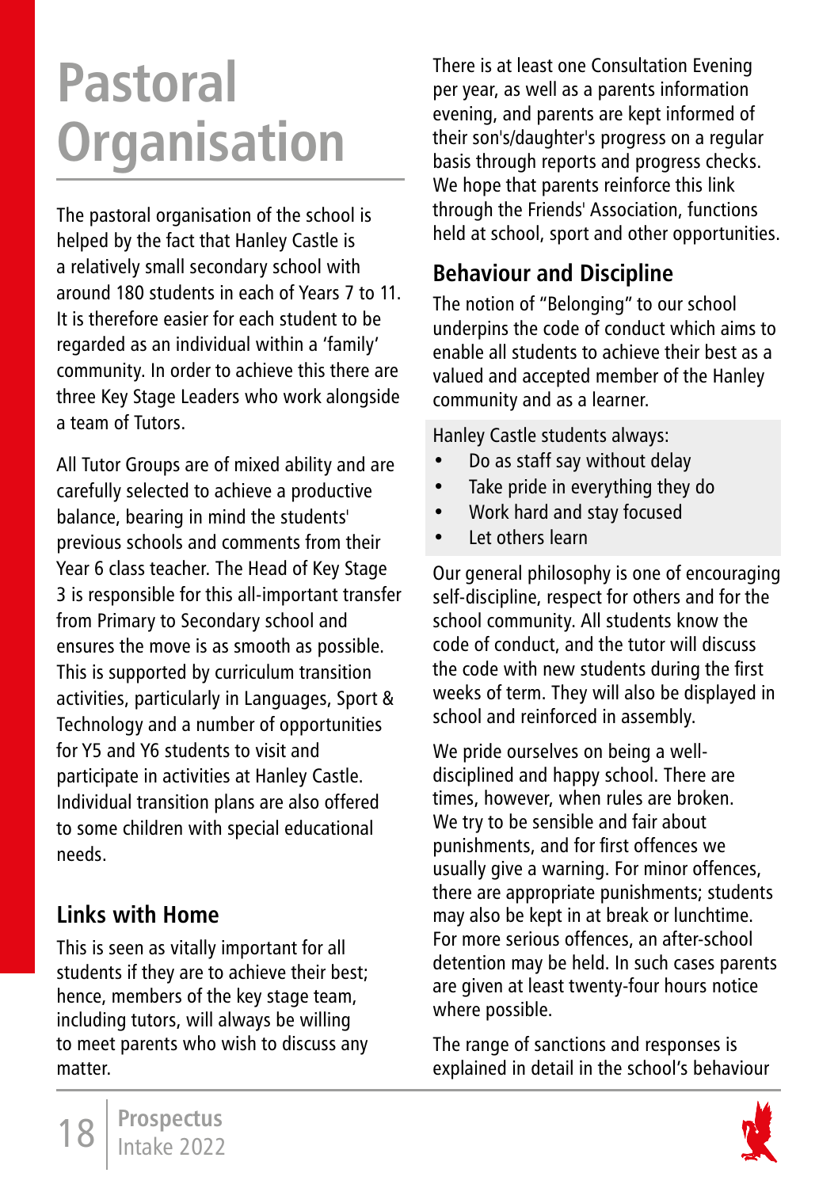# Pastoral Organisation

The pastoral organisation of the school is helped by the fact that Hanley Castle is a relatively small secondary school with around 180 students in each of Years 7 to 11. It is therefore easier for each student to be regarded as an individual within a 'family' community. In order to achieve this there are three Key Stage Leaders who work alongside a team of Tutors.

All Tutor Groups are of mixed ability and are carefully selected to achieve a productive balance, bearing in mind the students' previous schools and comments from their Year 6 class teacher. The Head of Key Stage 3 is responsible for this all-important transfer from Primary to Secondary school and ensures the move is as smooth as possible. This is supported by curriculum transition activities, particularly in Languages, Sport & Technology and a number of opportunities for Y5 and Y6 students to visit and participate in activities at Hanley Castle. Individual transition plans are also offered to some children with special educational needs.

## Links with Home

This is seen as vitally important for all students if they are to achieve their best; hence, members of the key stage team, including tutors, will always be willing to meet parents who wish to discuss any matter.

There is at least one Consultation Evening per year, as well as a parents information evening, and parents are kept informed of their son's/daughter's progress on a regular basis through reports and progress checks. We hope that parents reinforce this link through the Friends' Association, functions held at school, sport and other opportunities.

## Behaviour and Discipline

The notion of "Belonging" to our school underpins the code of conduct which aims to enable all students to achieve their best as a valued and accepted member of the Hanley community and as a learner.

Hanley Castle students always:

- Do as staff say without delay
- Take pride in everything they do
- Work hard and stay focused
- Let others learn

Our general philosophy is one of encouraging self-discipline, respect for others and for the school community. All students know the code of conduct, and the tutor will discuss the code with new students during the first weeks of term. They will also be displayed in school and reinforced in assembly.

We pride ourselves on being a well-disciplined and happy school. There are times, however, when rules are broken. We try to be sensible and fair about punishments, and for first offences we usually give a warning. For minor offences, there are appropriate punishments; students may also be kept in at break or lunchtime. For more serious offences, an after-school detention may be held. In such cases parents are given at least twenty-four hours notice where possible.

The range of sanctions and responses is explained in detail in the school's behaviour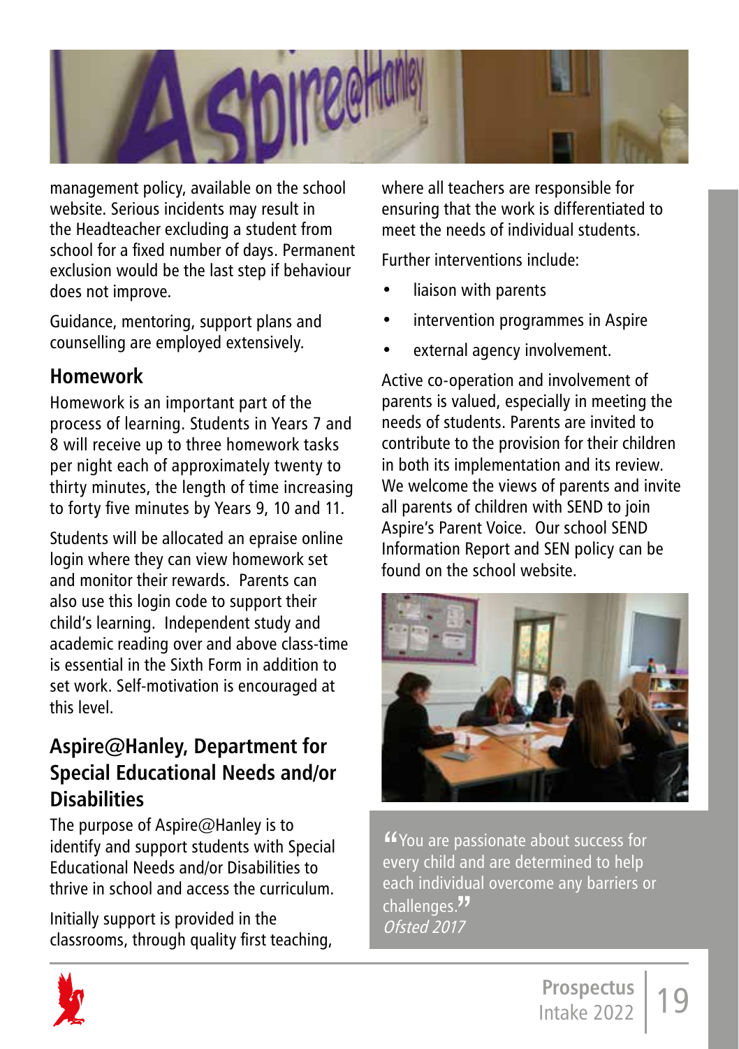management policy, available on the school website. Serious incidents may result in the Headteacher excluding a student from school for a fixed number of days. Permanent exclusion would be the last step if behaviour does not improve.

Guidance, mentoring, support plans and counselling are employed extensively.

## Homework

Homework is an important part of the process of learning. Students in Years 7 and 8 will receive up to three homework tasks per night each of approximately twenty to thirty minutes, the length of time increasing to forty five minutes by Years 9, 10 and 11.

Students will be allocated an epraise online login where they can view homework set and monitor their rewards. Parents can also use this login code to support their child's learning. Independent study and academic reading over and above class-time is essential in the Sixth Form in addition to set work. Self-motivation is encouraged at this level.

## Aspire@Hanley, Department for Special Educational Needs and/or Disabilities

The purpose of Aspire@Hanley is to identify and support students with Special Educational Needs and/or Disabilities to thrive in school and access the curriculum.

Initially support is provided in the classrooms, through quality first teaching, where all teachers are responsible for ensuring that the work is differentiated to meet the needs of individual students.

Further interventions include:

- liaison with parents
- intervention programmes in Aspire
- external agency involvement.

Active co-operation and involvement of parents is valued, especially in meeting the needs of students. Parents are invited to contribute to the provision for their children in both its implementation and its review. We welcome the views of parents and invite all parents of children with SEND to join Aspire's Parent Voice. Our school SEND Information Report and SEN policy can be found on the school website.

> "You are passionate about success for every child and are determined to help each individual overcome any barriers or challenges."
> *Ofsted 2017*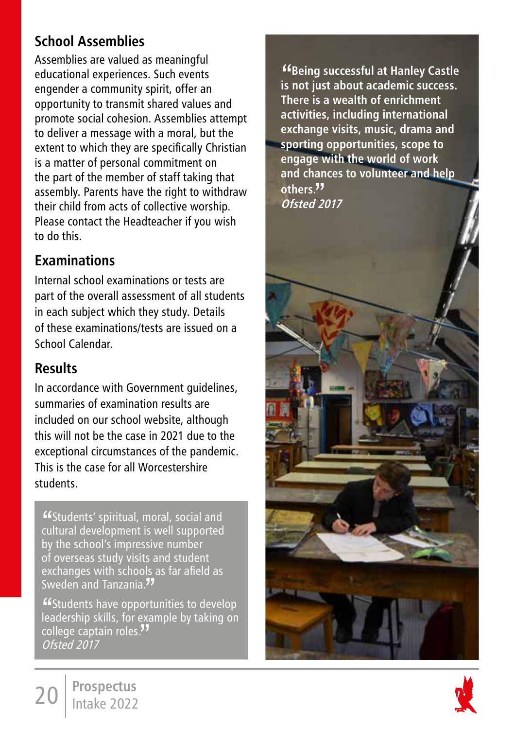## School Assemblies

Assemblies are valued as meaningful educational experiences. Such events engender a community spirit, offer an opportunity to transmit shared values and promote social cohesion. Assemblies attempt to deliver a message with a moral, but the extent to which they are specifically Christian is a matter of personal commitment on the part of the member of staff taking that assembly. Parents have the right to withdraw their child from acts of collective worship. Please contact the Headteacher if you wish to do this.

## Examinations

Internal school examinations or tests are part of the overall assessment of all students in each subject which they study. Details of these examinations/tests are issued on a School Calendar.

## Results

In accordance with Government guidelines, summaries of examination results are included on our school website, although this will not be the case in 2021 due to the exceptional circumstances of the pandemic. This is the case for all Worcestershire students.

> “Students’ spiritual, moral, social and cultural development is well supported by the school’s impressive number of overseas study visits and student exchanges with schools as far afield as Sweden and Tanzania.”
>
> “Students have opportunities to develop leadership skills, for example by taking on college captain roles.”
> *Ofsted 2017*

> **“Being successful at Hanley Castle is not just about academic success. There is a wealth of enrichment activities, including international exchange visits, music, drama and sporting opportunities, scope to engage with the world of work and chances to volunteer and help others.”**
> ***Ofsted 2017***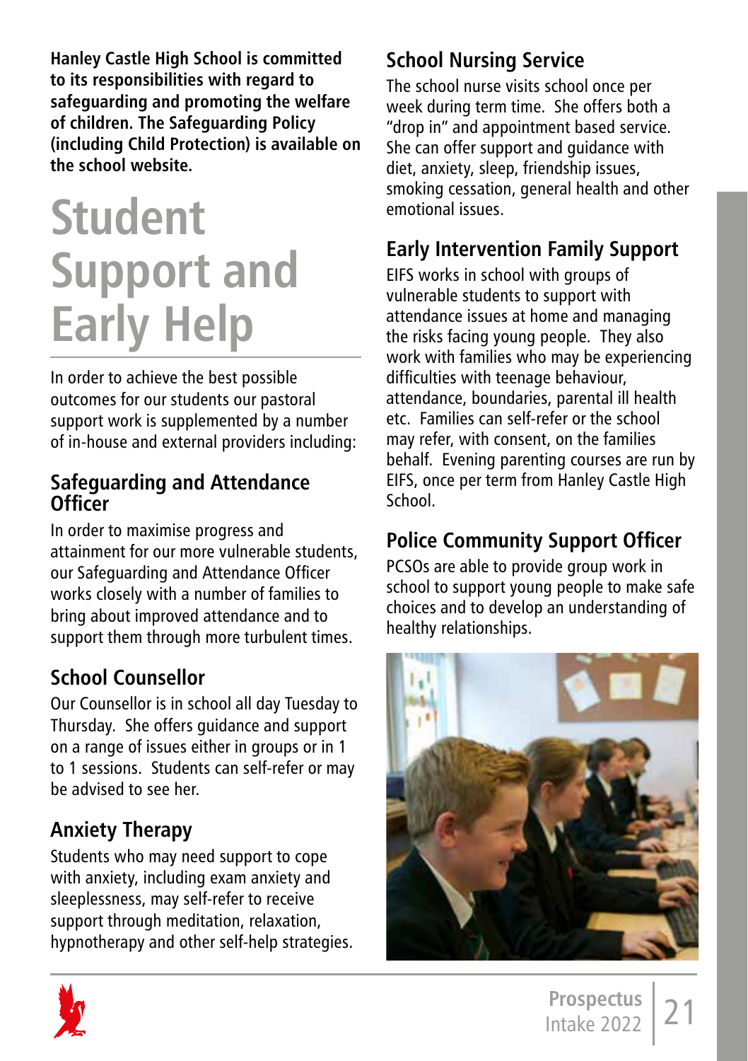**Hanley Castle High School is committed to its responsibilities with regard to safeguarding and promoting the welfare of children. The Safeguarding Policy (including Child Protection) is available on the school website.**

# Student Support and Early Help

In order to achieve the best possible outcomes for our students our pastoral support work is supplemented by a number of in-house and external providers including:

## Safeguarding and Attendance Officer

In order to maximise progress and attainment for our more vulnerable students, our Safeguarding and Attendance Officer works closely with a number of families to bring about improved attendance and to support them through more turbulent times.

## School Counsellor

Our Counsellor is in school all day Tuesday to Thursday. She offers guidance and support on a range of issues either in groups or in 1 to 1 sessions. Students can self-refer or may be advised to see her.

## Anxiety Therapy

Students who may need support to cope with anxiety, including exam anxiety and sleeplessness, may self-refer to receive support through meditation, relaxation, hypnotherapy and other self-help strategies.

## School Nursing Service

The school nurse visits school once per week during term time. She offers both a "drop in" and appointment based service. She can offer support and guidance with diet, anxiety, sleep, friendship issues, smoking cessation, general health and other emotional issues.

## Early Intervention Family Support

EIFS works in school with groups of vulnerable students to support with attendance issues at home and managing the risks facing young people. They also work with families who may be experiencing difficulties with teenage behaviour, attendance, boundaries, parental ill health etc. Families can self-refer or the school may refer, with consent, on the families behalf. Evening parenting courses are run by EIFS, once per term from Hanley Castle High School.

## Police Community Support Officer

PCSOs are able to provide group work in school to support young people to make safe choices and to develop an understanding of healthy relationships.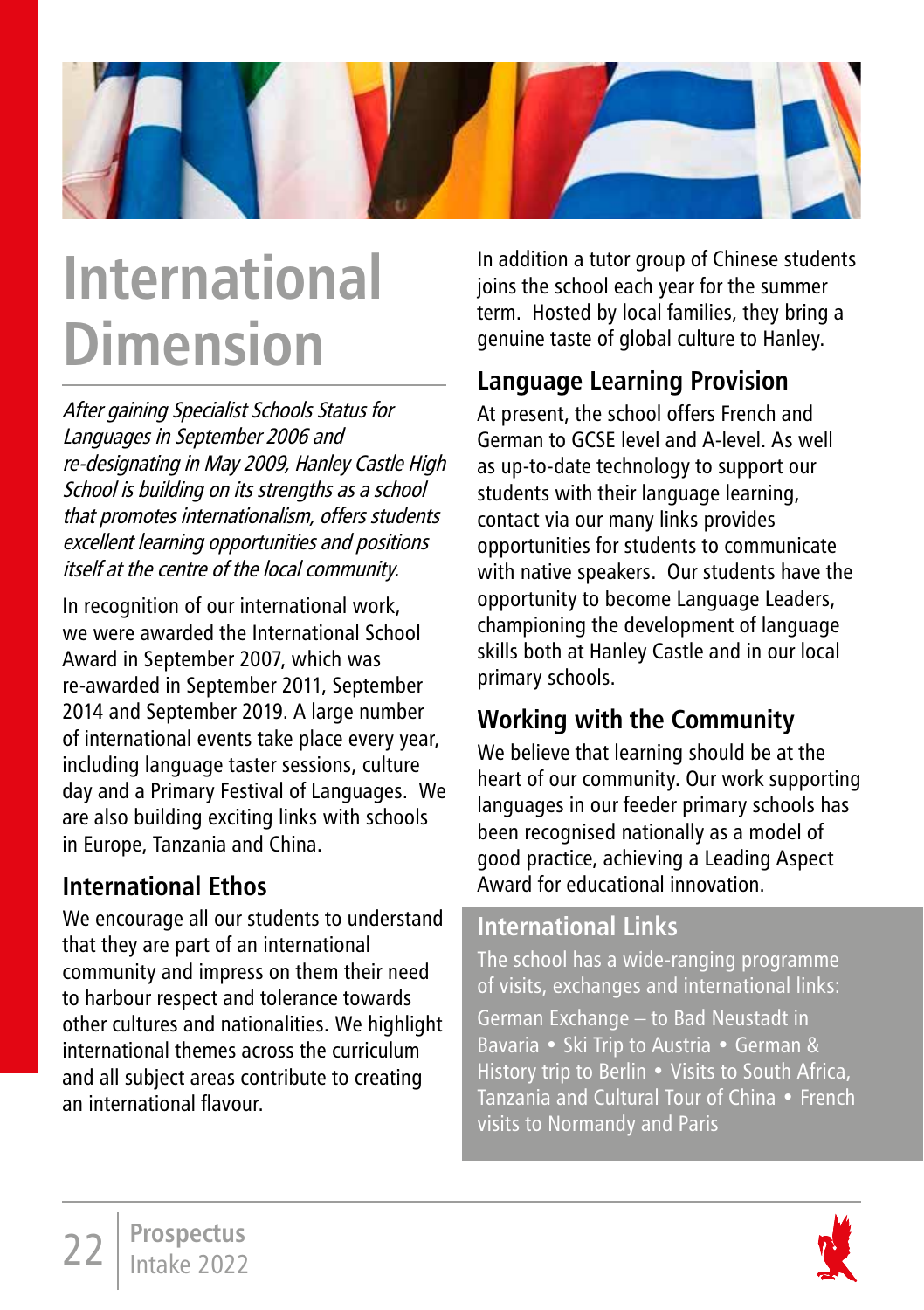# International Dimension

*After gaining Specialist Schools Status for Languages in September 2006 and re-designating in May 2009, Hanley Castle High School is building on its strengths as a school that promotes internationalism, offers students excellent learning opportunities and positions itself at the centre of the local community.*

In recognition of our international work, we were awarded the International School Award in September 2007, which was re-awarded in September 2011, September 2014 and September 2019. A large number of international events take place every year, including language taster sessions, culture day and a Primary Festival of Languages. We are also building exciting links with schools in Europe, Tanzania and China.

## International Ethos

We encourage all our students to understand that they are part of an international community and impress on them their need to harbour respect and tolerance towards other cultures and nationalities. We highlight international themes across the curriculum and all subject areas contribute to creating an international flavour.

In addition a tutor group of Chinese students joins the school each year for the summer term. Hosted by local families, they bring a genuine taste of global culture to Hanley.

## Language Learning Provision

At present, the school offers French and German to GCSE level and A-level. As well as up-to-date technology to support our students with their language learning, contact via our many links provides opportunities for students to communicate with native speakers. Our students have the opportunity to become Language Leaders, championing the development of language skills both at Hanley Castle and in our local primary schools.

## Working with the Community

We believe that learning should be at the heart of our community. Our work supporting languages in our feeder primary schools has been recognised nationally as a model of good practice, achieving a Leading Aspect Award for educational innovation.

## International Links

The school has a wide-ranging programme of visits, exchanges and international links:

German Exchange – to Bad Neustadt in Bavaria • Ski Trip to Austria • German & History trip to Berlin • Visits to South Africa, Tanzania and Cultural Tour of China • French visits to Normandy and Paris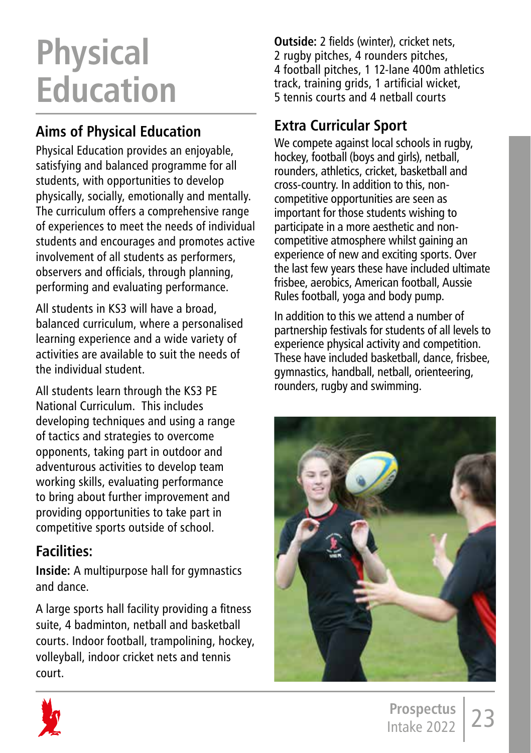# Physical Education

## Aims of Physical Education

Physical Education provides an enjoyable, satisfying and balanced programme for all students, with opportunities to develop physically, socially, emotionally and mentally. The curriculum offers a comprehensive range of experiences to meet the needs of individual students and encourages and promotes active involvement of all students as performers, observers and officials, through planning, performing and evaluating performance.

All students in KS3 will have a broad, balanced curriculum, where a personalised learning experience and a wide variety of activities are available to suit the needs of the individual student.

All students learn through the KS3 PE National Curriculum. This includes developing techniques and using a range of tactics and strategies to overcome opponents, taking part in outdoor and adventurous activities to develop team working skills, evaluating performance to bring about further improvement and providing opportunities to take part in competitive sports outside of school.

## Facilities:

**Inside:** A multipurpose hall for gymnastics and dance.

A large sports hall facility providing a fitness suite, 4 badminton, netball and basketball courts. Indoor football, trampolining, hockey, volleyball, indoor cricket nets and tennis court.

**Outside:** 2 fields (winter), cricket nets, 2 rugby pitches, 4 rounders pitches, 4 football pitches, 1 12-lane 400m athletics track, training grids, 1 artificial wicket, 5 tennis courts and 4 netball courts

## Extra Curricular Sport

We compete against local schools in rugby, hockey, football (boys and girls), netball, rounders, athletics, cricket, basketball and cross-country. In addition to this, non-competitive opportunities are seen as important for those students wishing to participate in a more aesthetic and non-competitive atmosphere whilst gaining an experience of new and exciting sports. Over the last few years these have included ultimate frisbee, aerobics, American football, Aussie Rules football, yoga and body pump.

In addition to this we attend a number of partnership festivals for students of all levels to experience physical activity and competition. These have included basketball, dance, frisbee, gymnastics, handball, netball, orienteering, rounders, rugby and swimming.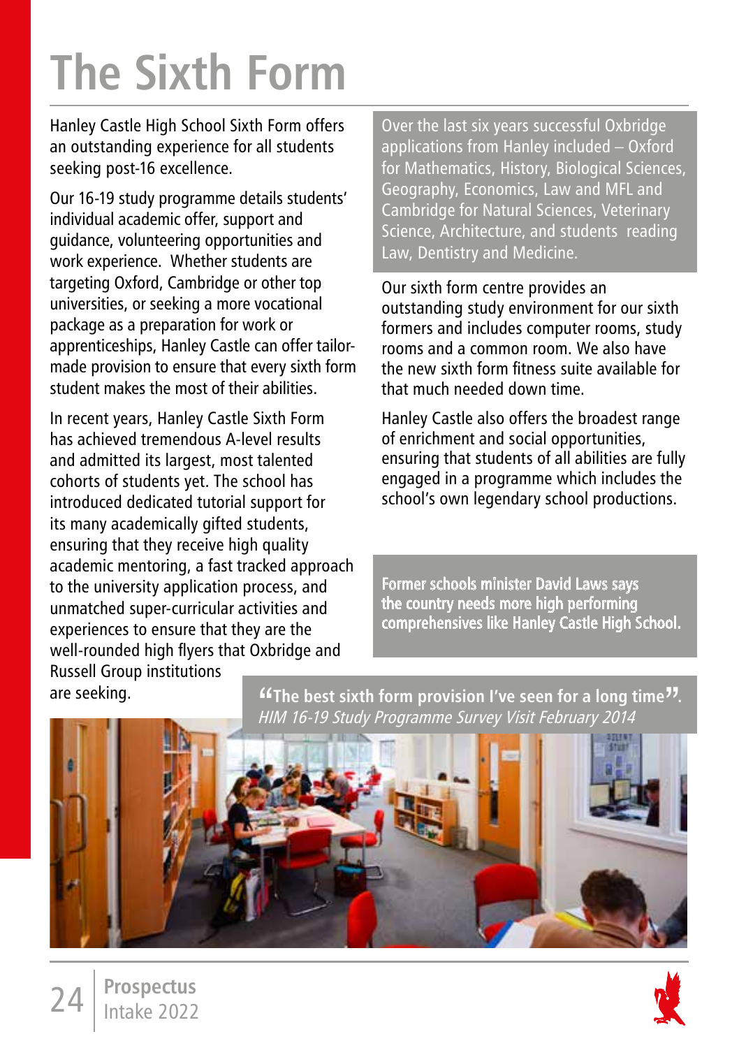# The Sixth Form

Hanley Castle High School Sixth Form offers an outstanding experience for all students seeking post-16 excellence.

Our 16-19 study programme details students' individual academic offer, support and guidance, volunteering opportunities and work experience. Whether students are targeting Oxford, Cambridge or other top universities, or seeking a more vocational package as a preparation for work or apprenticeships, Hanley Castle can offer tailor-made provision to ensure that every sixth form student makes the most of their abilities.

In recent years, Hanley Castle Sixth Form has achieved tremendous A-level results and admitted its largest, most talented cohorts of students yet. The school has introduced dedicated tutorial support for its many academically gifted students, ensuring that they receive high quality academic mentoring, a fast tracked approach to the university application process, and unmatched super-curricular activities and experiences to ensure that they are the well-rounded high flyers that Oxbridge and Russell Group institutions are seeking.

Over the last six years successful Oxbridge applications from Hanley included – Oxford for Mathematics, History, Biological Sciences, Geography, Economics, Law and MFL and Cambridge for Natural Sciences, Veterinary Science, Architecture, and students reading Law, Dentistry and Medicine.

Our sixth form centre provides an outstanding study environment for our sixth formers and includes computer rooms, study rooms and a common room. We also have the new sixth form fitness suite available for that much needed down time.

Hanley Castle also offers the broadest range of enrichment and social opportunities, ensuring that students of all abilities are fully engaged in a programme which includes the school's own legendary school productions.

**Former schools minister David Laws says the country needs more high performing comprehensives like Hanley Castle High School.**

**"The best sixth form provision I've seen for a long time".**
*HIM 16-19 Study Programme Survey Visit February 2014*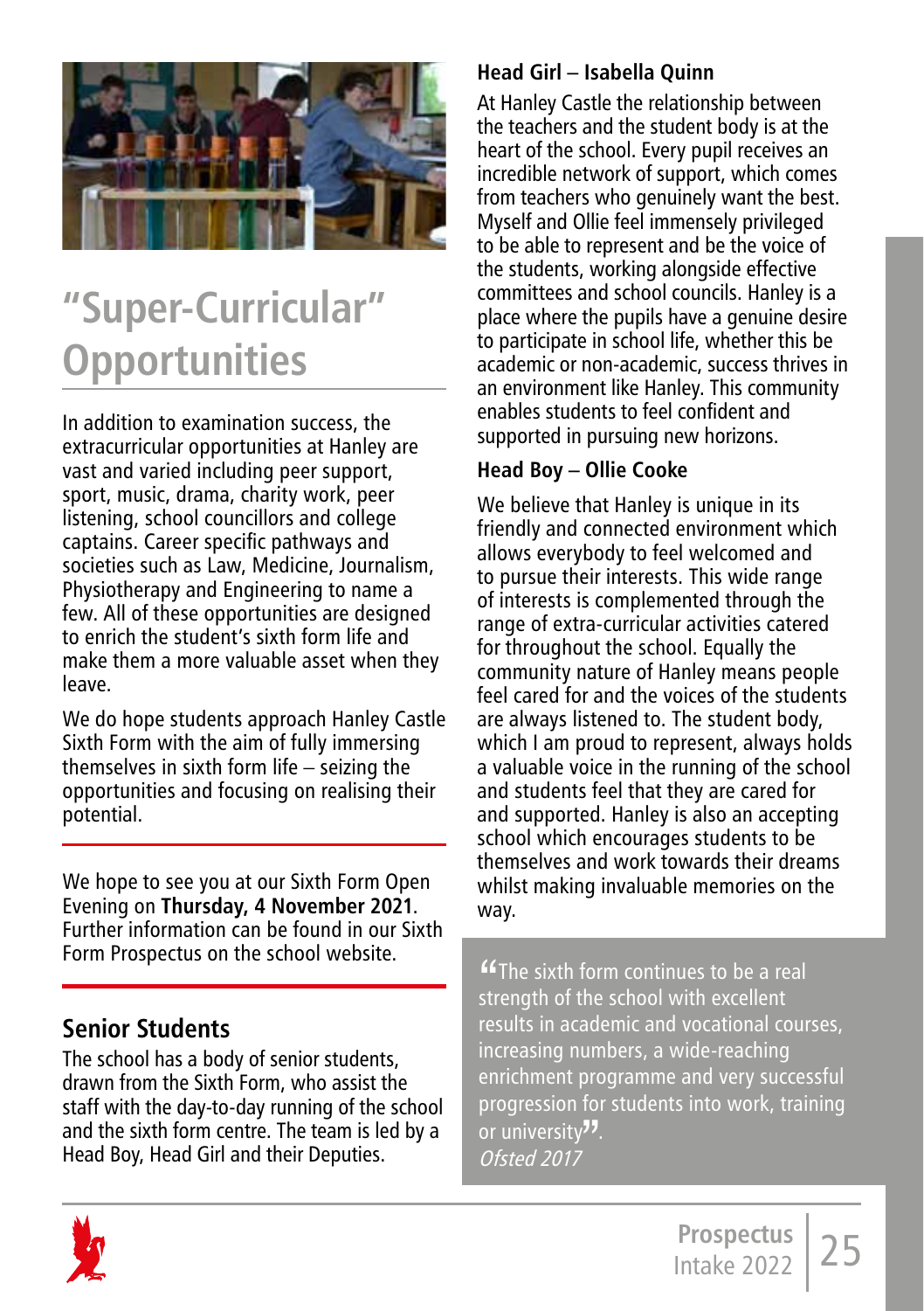# "Super-Curricular" Opportunities

In addition to examination success, the extracurricular opportunities at Hanley are vast and varied including peer support, sport, music, drama, charity work, peer listening, school councillors and college captains. Career specific pathways and societies such as Law, Medicine, Journalism, Physiotherapy and Engineering to name a few. All of these opportunities are designed to enrich the student's sixth form life and make them a more valuable asset when they leave.

We do hope students approach Hanley Castle Sixth Form with the aim of fully immersing themselves in sixth form life – seizing the opportunities and focusing on realising their potential.

We hope to see you at our Sixth Form Open Evening on **Thursday, 4 November 2021**. Further information can be found in our Sixth Form Prospectus on the school website.

## Senior Students

The school has a body of senior students, drawn from the Sixth Form, who assist the staff with the day-to-day running of the school and the sixth form centre. The team is led by a Head Boy, Head Girl and their Deputies.

### Head Girl – Isabella Quinn

At Hanley Castle the relationship between the teachers and the student body is at the heart of the school. Every pupil receives an incredible network of support, which comes from teachers who genuinely want the best. Myself and Ollie feel immensely privileged to be able to represent and be the voice of the students, working alongside effective committees and school councils. Hanley is a place where the pupils have a genuine desire to participate in school life, whether this be academic or non-academic, success thrives in an environment like Hanley. This community enables students to feel confident and supported in pursuing new horizons.

### Head Boy – Ollie Cooke

We believe that Hanley is unique in its friendly and connected environment which allows everybody to feel welcomed and to pursue their interests. This wide range of interests is complemented through the range of extra-curricular activities catered for throughout the school. Equally the community nature of Hanley means people feel cared for and the voices of the students are always listened to. The student body, which I am proud to represent, always holds a valuable voice in the running of the school and students feel that they are cared for and supported. Hanley is also an accepting school which encourages students to be themselves and work towards their dreams whilst making invaluable memories on the way.

> "The sixth form continues to be a real strength of the school with excellent results in academic and vocational courses, increasing numbers, a wide-reaching enrichment programme and very successful progression for students into work, training or university".
> *Ofsted 2017*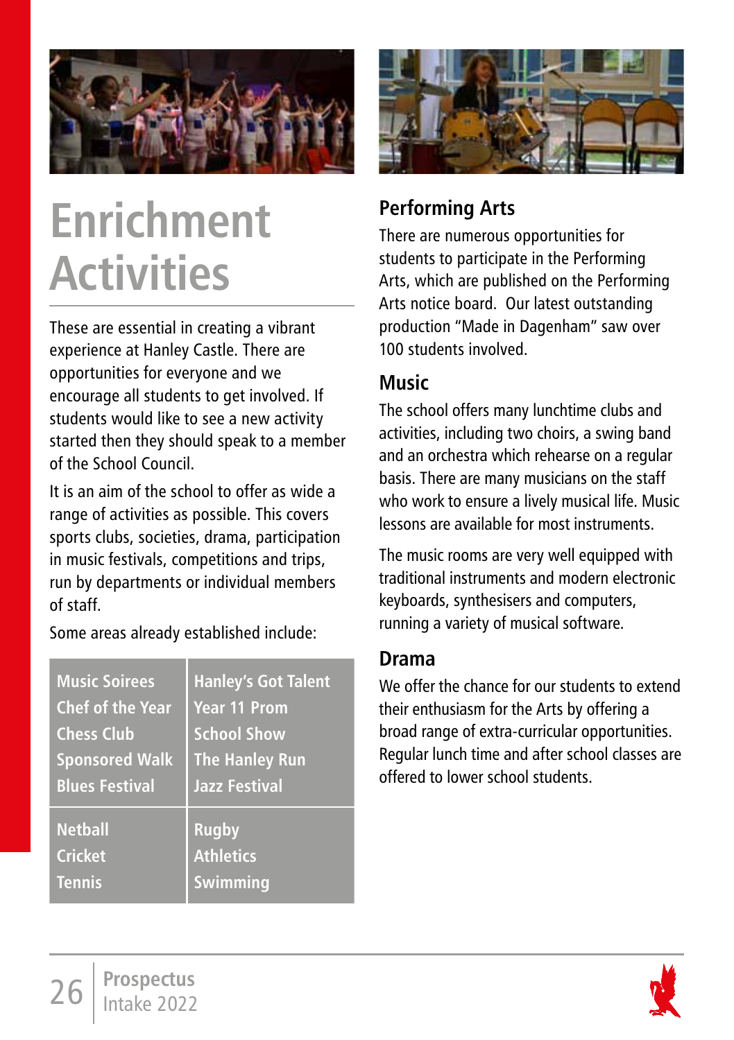# Enrichment Activities

These are essential in creating a vibrant experience at Hanley Castle. There are opportunities for everyone and we encourage all students to get involved. If students would like to see a new activity started then they should speak to a member of the School Council.

It is an aim of the school to offer as wide a range of activities as possible. This covers sports clubs, societies, drama, participation in music festivals, competitions and trips, run by departments or individual members of staff.

Some areas already established include:

| | |
|---|---|
| Music Soirees<br>Chef of the Year<br>Chess Club<br>Sponsored Walk<br>Blues Festival | Hanley's Got Talent<br>Year 11 Prom<br>School Show<br>The Hanley Run<br>Jazz Festival |
| Netball<br>Cricket<br>Tennis | Rugby<br>Athletics<br>Swimming |

## Performing Arts

There are numerous opportunities for students to participate in the Performing Arts, which are published on the Performing Arts notice board. Our latest outstanding production "Made in Dagenham" saw over 100 students involved.

## Music

The school offers many lunchtime clubs and activities, including two choirs, a swing band and an orchestra which rehearse on a regular basis. There are many musicians on the staff who work to ensure a lively musical life. Music lessons are available for most instruments.

The music rooms are very well equipped with traditional instruments and modern electronic keyboards, synthesisers and computers, running a variety of musical software.

## Drama

We offer the chance for our students to extend their enthusiasm for the Arts by offering a broad range of extra-curricular opportunities. Regular lunch time and after school classes are offered to lower school students.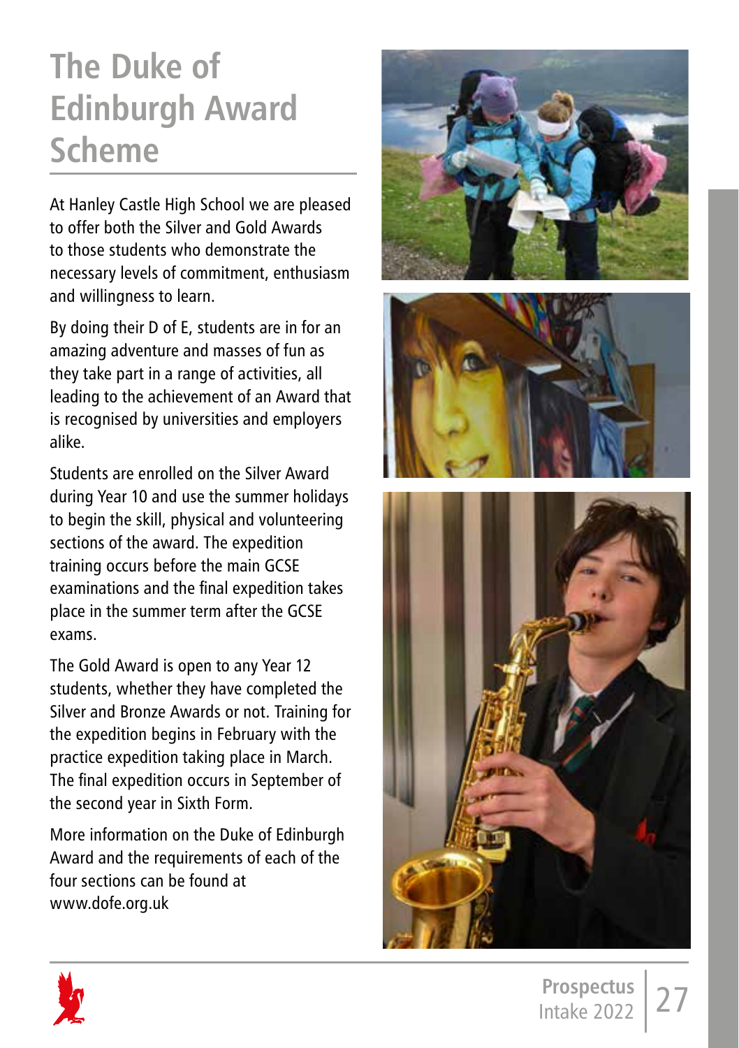# The Duke of Edinburgh Award Scheme

At Hanley Castle High School we are pleased to offer both the Silver and Gold Awards to those students who demonstrate the necessary levels of commitment, enthusiasm and willingness to learn.

By doing their D of E, students are in for an amazing adventure and masses of fun as they take part in a range of activities, all leading to the achievement of an Award that is recognised by universities and employers alike.

Students are enrolled on the Silver Award during Year 10 and use the summer holidays to begin the skill, physical and volunteering sections of the award. The expedition training occurs before the main GCSE examinations and the final expedition takes place in the summer term after the GCSE exams.

The Gold Award is open to any Year 12 students, whether they have completed the Silver and Bronze Awards or not. Training for the expedition begins in February with the practice expedition taking place in March. The final expedition occurs in September of the second year in Sixth Form.

More information on the Duke of Edinburgh Award and the requirements of each of the four sections can be found at www.dofe.org.uk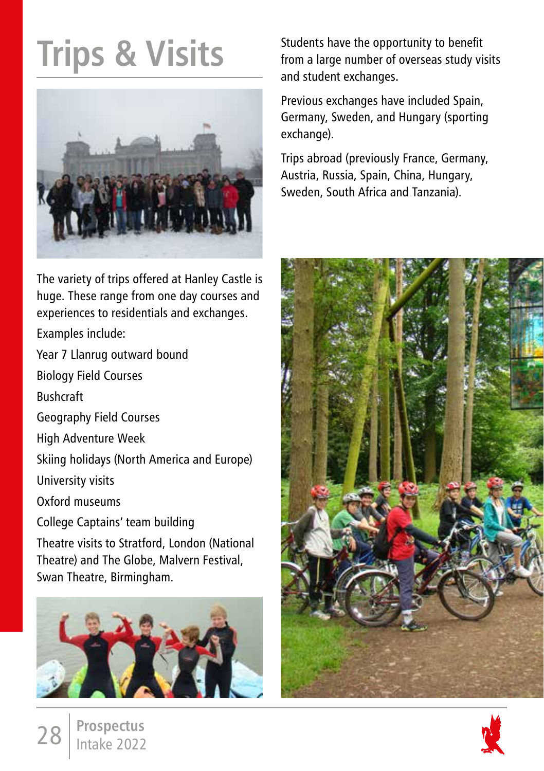# Trips & Visits

The variety of trips offered at Hanley Castle is huge. These range from one day courses and experiences to residentials and exchanges.

Examples include:

Year 7 Llanrug outward bound

Biology Field Courses

Bushcraft

Geography Field Courses

High Adventure Week

Skiing holidays (North America and Europe)

University visits

Oxford museums

College Captains' team building

Theatre visits to Stratford, London (National Theatre) and The Globe, Malvern Festival, Swan Theatre, Birmingham.

Students have the opportunity to benefit from a large number of overseas study visits and student exchanges.

Previous exchanges have included Spain, Germany, Sweden, and Hungary (sporting exchange).

Trips abroad (previously France, Germany, Austria, Russia, Spain, China, Hungary, Sweden, South Africa and Tanzania).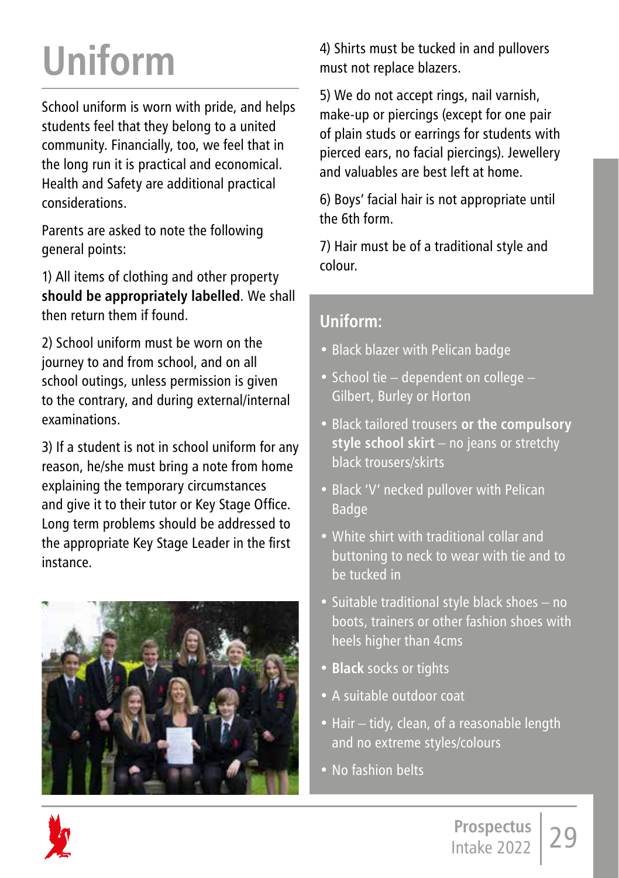# Uniform

School uniform is worn with pride, and helps students feel that they belong to a united community. Financially, too, we feel that in the long run it is practical and economical. Health and Safety are additional practical considerations.

Parents are asked to note the following general points:

1) All items of clothing and other property **should be appropriately labelled**. We shall then return them if found.

2) School uniform must be worn on the journey to and from school, and on all school outings, unless permission is given to the contrary, and during external/internal examinations.

3) If a student is not in school uniform for any reason, he/she must bring a note from home explaining the temporary circumstances and give it to their tutor or Key Stage Office. Long term problems should be addressed to the appropriate Key Stage Leader in the first instance.

4) Shirts must be tucked in and pullovers must not replace blazers.

5) We do not accept rings, nail varnish, make-up or piercings (except for one pair of plain studs or earrings for students with pierced ears, no facial piercings). Jewellery and valuables are best left at home.

6) Boys' facial hair is not appropriate until the 6th form.

7) Hair must be of a traditional style and colour.

## Uniform:

- Black blazer with Pelican badge
- School tie – dependent on college – Gilbert, Burley or Horton
- Black tailored trousers **or the compulsory style school skirt** – no jeans or stretchy black trousers/skirts
- Black 'V' necked pullover with Pelican Badge
- White shirt with traditional collar and buttoning to neck to wear with tie and to be tucked in
- Suitable traditional style black shoes – no boots, trainers or other fashion shoes with heels higher than 4cms
- **Black** socks or tights
- A suitable outdoor coat
- Hair – tidy, clean, of a reasonable length and no extreme styles/colours
- No fashion belts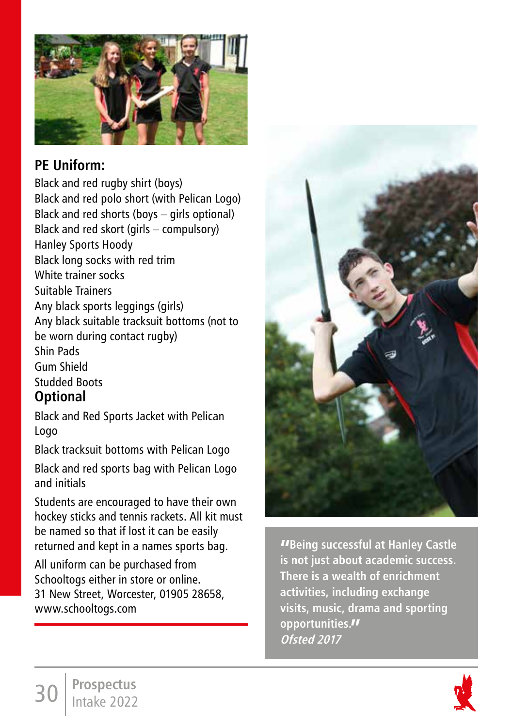## PE Uniform:

Black and red rugby shirt (boys)
Black and red polo short (with Pelican Logo)
Black and red shorts (boys – girls optional)
Black and red skort (girls – compulsory)
Hanley Sports Hoody
Black long socks with red trim
White trainer socks
Suitable Trainers
Any black sports leggings (girls)
Any black suitable tracksuit bottoms (not to be worn during contact rugby)
Shin Pads
Gum Shield
Studded Boots

## Optional

Black and Red Sports Jacket with Pelican Logo

Black tracksuit bottoms with Pelican Logo

Black and red sports bag with Pelican Logo and initials

Students are encouraged to have their own hockey sticks and tennis rackets. All kit must be named so that if lost it can be easily returned and kept in a names sports bag.

All uniform can be purchased from Schooltogs either in store or online.
31 New Street, Worcester, 01905 28658, www.schooltogs.com

**"Being successful at Hanley Castle is not just about academic success. There is a wealth of enrichment activities, including exchange visits, music, drama and sporting opportunities."**
*Ofsted 2017*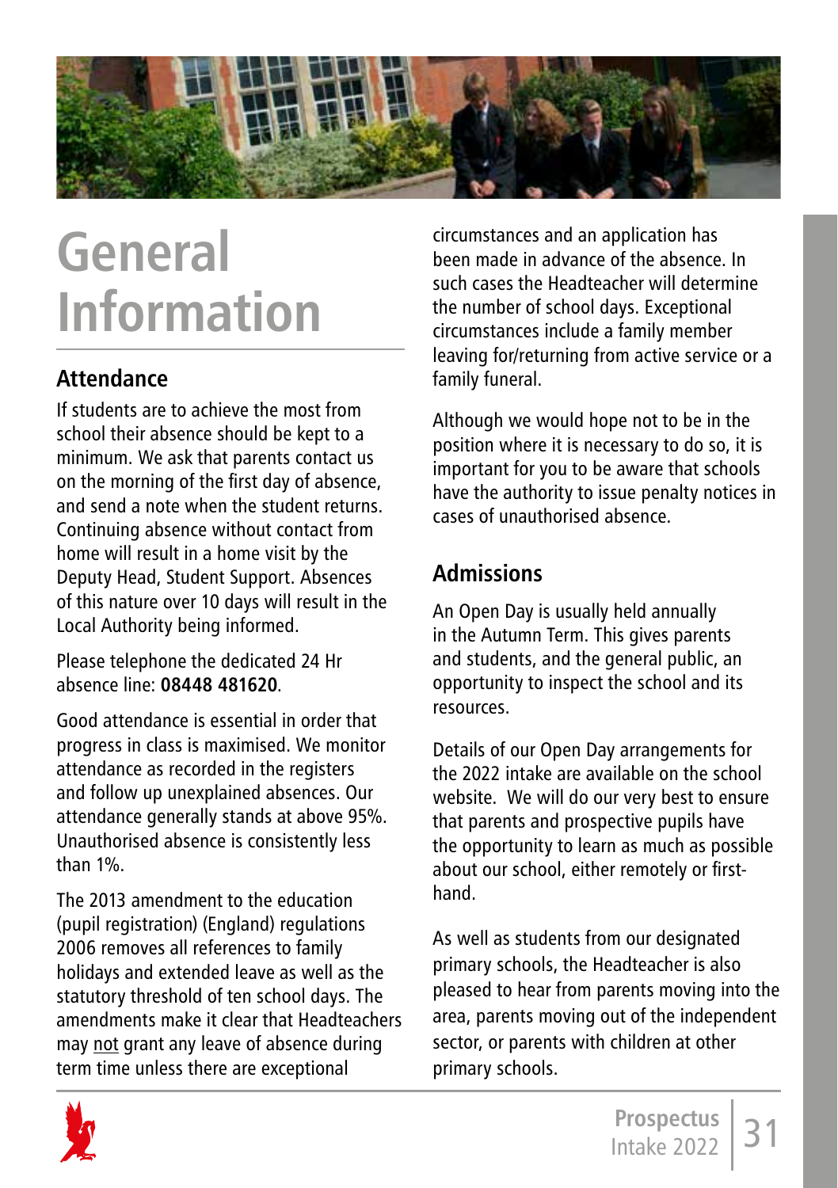# General Information

## Attendance

If students are to achieve the most from school their absence should be kept to a minimum. We ask that parents contact us on the morning of the first day of absence, and send a note when the student returns. Continuing absence without contact from home will result in a home visit by the Deputy Head, Student Support. Absences of this nature over 10 days will result in the Local Authority being informed.

Please telephone the dedicated 24 Hr absence line: **08448 481620**.

Good attendance is essential in order that progress in class is maximised. We monitor attendance as recorded in the registers and follow up unexplained absences. Our attendance generally stands at above 95%. Unauthorised absence is consistently less than 1%.

The 2013 amendment to the education (pupil registration) (England) regulations 2006 removes all references to family holidays and extended leave as well as the statutory threshold of ten school days. The amendments make it clear that Headteachers may not grant any leave of absence during term time unless there are exceptional circumstances and an application has been made in advance of the absence. In such cases the Headteacher will determine the number of school days. Exceptional circumstances include a family member leaving for/returning from active service or a family funeral.

Although we would hope not to be in the position where it is necessary to do so, it is important for you to be aware that schools have the authority to issue penalty notices in cases of unauthorised absence.

## Admissions

An Open Day is usually held annually in the Autumn Term. This gives parents and students, and the general public, an opportunity to inspect the school and its resources.

Details of our Open Day arrangements for the 2022 intake are available on the school website. We will do our very best to ensure that parents and prospective pupils have the opportunity to learn as much as possible about our school, either remotely or first-hand.

As well as students from our designated primary schools, the Headteacher is also pleased to hear from parents moving into the area, parents moving out of the independent sector, or parents with children at other primary schools.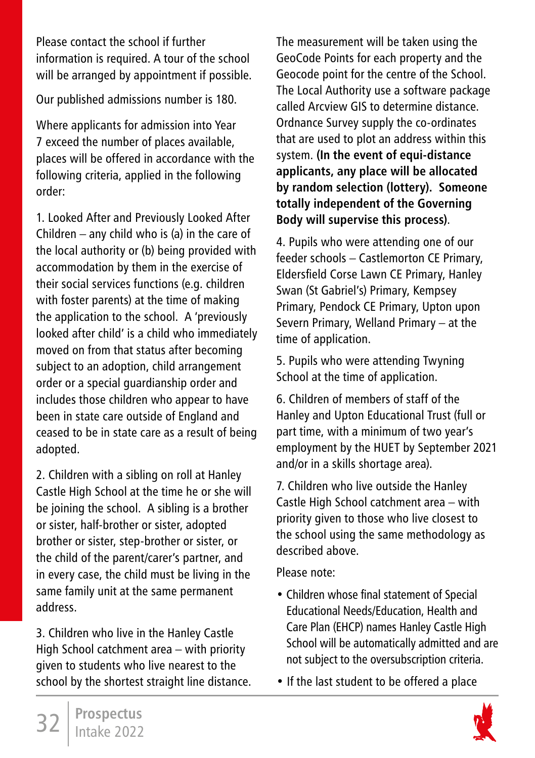Please contact the school if further information is required. A tour of the school will be arranged by appointment if possible.

Our published admissions number is 180.

Where applicants for admission into Year 7 exceed the number of places available, places will be offered in accordance with the following criteria, applied in the following order:

1. Looked After and Previously Looked After Children – any child who is (a) in the care of the local authority or (b) being provided with accommodation by them in the exercise of their social services functions (e.g. children with foster parents) at the time of making the application to the school. A 'previously looked after child' is a child who immediately moved on from that status after becoming subject to an adoption, child arrangement order or a special guardianship order and includes those children who appear to have been in state care outside of England and ceased to be in state care as a result of being adopted.

2. Children with a sibling on roll at Hanley Castle High School at the time he or she will be joining the school. A sibling is a brother or sister, half-brother or sister, adopted brother or sister, step-brother or sister, or the child of the parent/carer's partner, and in every case, the child must be living in the same family unit at the same permanent address.

3. Children who live in the Hanley Castle High School catchment area – with priority given to students who live nearest to the school by the shortest straight line distance. The measurement will be taken using the GeoCode Points for each property and the Geocode point for the centre of the School. The Local Authority use a software package called Arcview GIS to determine distance. Ordnance Survey supply the co-ordinates that are used to plot an address within this system. **(In the event of equi-distance applicants, any place will be allocated by random selection (lottery). Someone totally independent of the Governing Body will supervise this process)**.

4. Pupils who were attending one of our feeder schools – Castlemorton CE Primary, Eldersfield Corse Lawn CE Primary, Hanley Swan (St Gabriel's) Primary, Kempsey Primary, Pendock CE Primary, Upton upon Severn Primary, Welland Primary – at the time of application.

5. Pupils who were attending Twyning School at the time of application.

6. Children of members of staff of the Hanley and Upton Educational Trust (full or part time, with a minimum of two year's employment by the HUET by September 2021 and/or in a skills shortage area).

7. Children who live outside the Hanley Castle High School catchment area – with priority given to those who live closest to the school using the same methodology as described above.

Please note:

- Children whose final statement of Special Educational Needs/Education, Health and Care Plan (EHCP) names Hanley Castle High School will be automatically admitted and are not subject to the oversubscription criteria.
- If the last student to be offered a place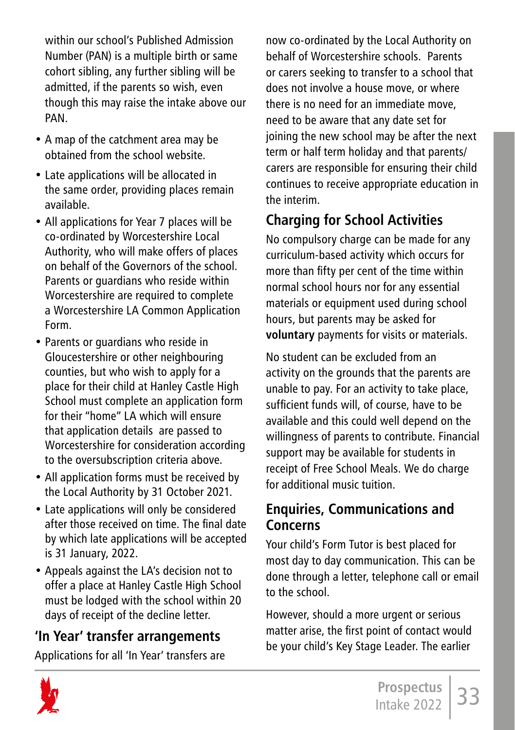within our school's Published Admission Number (PAN) is a multiple birth or same cohort sibling, any further sibling will be admitted, if the parents so wish, even though this may raise the intake above our PAN.

- A map of the catchment area may be obtained from the school website.
- Late applications will be allocated in the same order, providing places remain available.
- All applications for Year 7 places will be co-ordinated by Worcestershire Local Authority, who will make offers of places on behalf of the Governors of the school. Parents or guardians who reside within Worcestershire are required to complete a Worcestershire LA Common Application Form.
- Parents or guardians who reside in Gloucestershire or other neighbouring counties, but who wish to apply for a place for their child at Hanley Castle High School must complete an application form for their "home" LA which will ensure that application details are passed to Worcestershire for consideration according to the oversubscription criteria above.
- All application forms must be received by the Local Authority by 31 October 2021.
- Late applications will only be considered after those received on time. The final date by which late applications will be accepted is 31 January, 2022.
- Appeals against the LA's decision not to offer a place at Hanley Castle High School must be lodged with the school within 20 days of receipt of the decline letter.

## 'In Year' transfer arrangements

Applications for all 'In Year' transfers are now co-ordinated by the Local Authority on behalf of Worcestershire schools. Parents or carers seeking to transfer to a school that does not involve a house move, or where there is no need for an immediate move, need to be aware that any date set for joining the new school may be after the next term or half term holiday and that parents/carers are responsible for ensuring their child continues to receive appropriate education in the interim.

## Charging for School Activities

No compulsory charge can be made for any curriculum-based activity which occurs for more than fifty per cent of the time within normal school hours nor for any essential materials or equipment used during school hours, but parents may be asked for **voluntary** payments for visits or materials.

No student can be excluded from an activity on the grounds that the parents are unable to pay. For an activity to take place, sufficient funds will, of course, have to be available and this could well depend on the willingness of parents to contribute. Financial support may be available for students in receipt of Free School Meals. We do charge for additional music tuition.

## Enquiries, Communications and Concerns

Your child's Form Tutor is best placed for most day to day communication. This can be done through a letter, telephone call or email to the school.

However, should a more urgent or serious matter arise, the first point of contact would be your child's Key Stage Leader. The earlier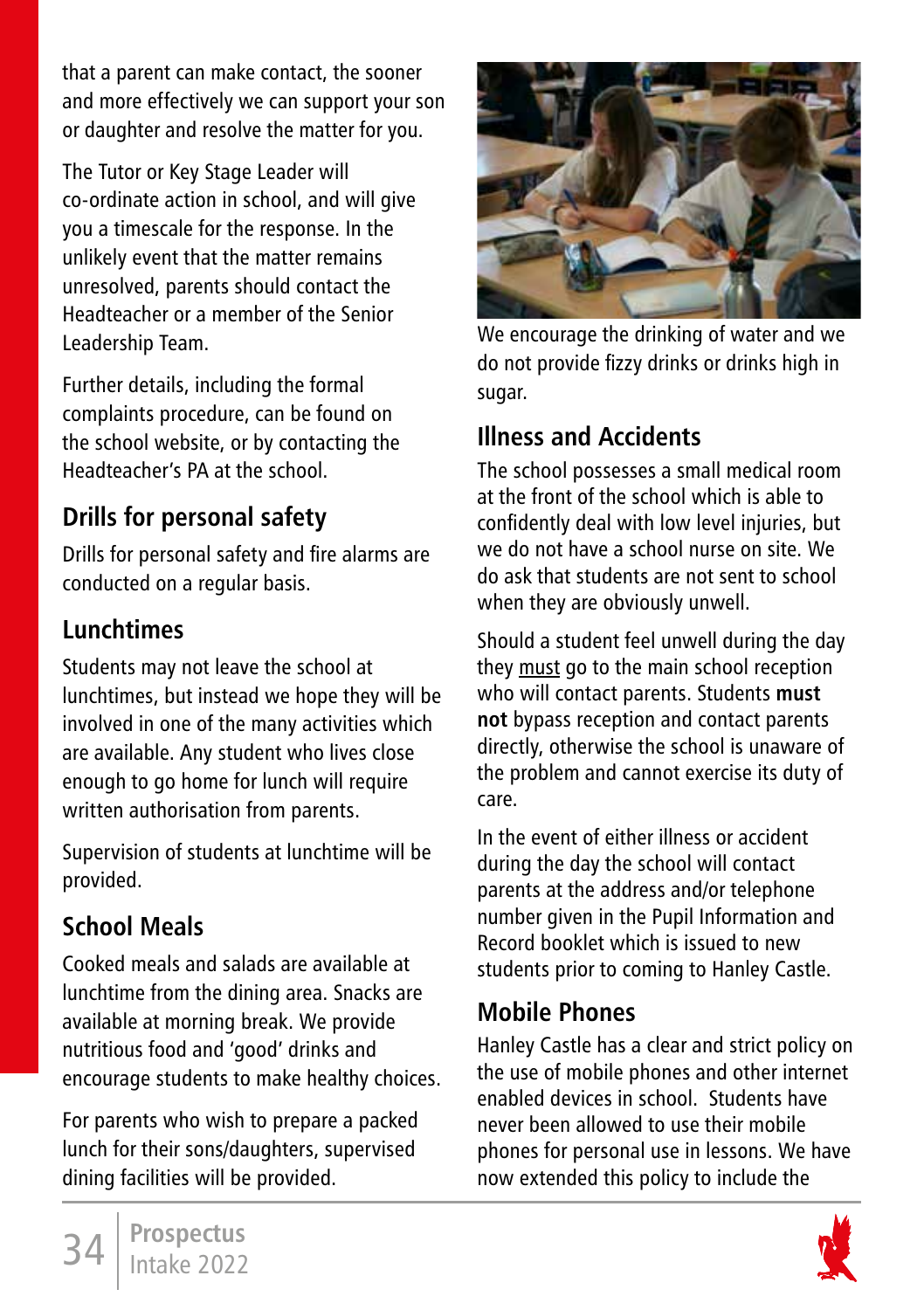that a parent can make contact, the sooner and more effectively we can support your son or daughter and resolve the matter for you.

The Tutor or Key Stage Leader will co-ordinate action in school, and will give you a timescale for the response. In the unlikely event that the matter remains unresolved, parents should contact the Headteacher or a member of the Senior Leadership Team.

Further details, including the formal complaints procedure, can be found on the school website, or by contacting the Headteacher's PA at the school.

## Drills for personal safety

Drills for personal safety and fire alarms are conducted on a regular basis.

## Lunchtimes

Students may not leave the school at lunchtimes, but instead we hope they will be involved in one of the many activities which are available. Any student who lives close enough to go home for lunch will require written authorisation from parents.

Supervision of students at lunchtime will be provided.

## School Meals

Cooked meals and salads are available at lunchtime from the dining area. Snacks are available at morning break. We provide nutritious food and 'good' drinks and encourage students to make healthy choices.

For parents who wish to prepare a packed lunch for their sons/daughters, supervised dining facilities will be provided.

We encourage the drinking of water and we do not provide fizzy drinks or drinks high in sugar.

## Illness and Accidents

The school possesses a small medical room at the front of the school which is able to confidently deal with low level injuries, but we do not have a school nurse on site. We do ask that students are not sent to school when they are obviously unwell.

Should a student feel unwell during the day they must go to the main school reception who will contact parents. Students **must not** bypass reception and contact parents directly, otherwise the school is unaware of the problem and cannot exercise its duty of care.

In the event of either illness or accident during the day the school will contact parents at the address and/or telephone number given in the Pupil Information and Record booklet which is issued to new students prior to coming to Hanley Castle.

## Mobile Phones

Hanley Castle has a clear and strict policy on the use of mobile phones and other internet enabled devices in school. Students have never been allowed to use their mobile phones for personal use in lessons. We have now extended this policy to include the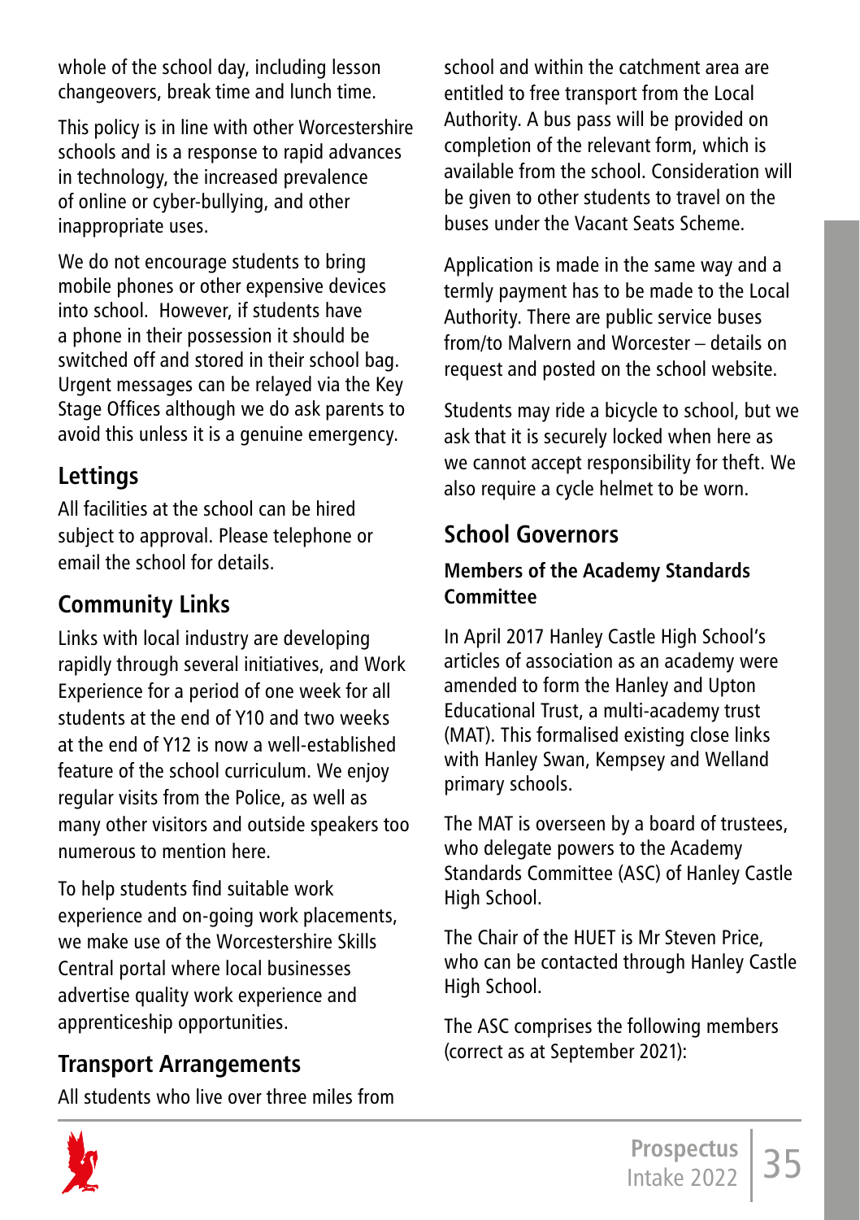whole of the school day, including lesson changeovers, break time and lunch time.

This policy is in line with other Worcestershire schools and is a response to rapid advances in technology, the increased prevalence of online or cyber-bullying, and other inappropriate uses.

We do not encourage students to bring mobile phones or other expensive devices into school. However, if students have a phone in their possession it should be switched off and stored in their school bag. Urgent messages can be relayed via the Key Stage Offices although we do ask parents to avoid this unless it is a genuine emergency.

## Lettings

All facilities at the school can be hired subject to approval. Please telephone or email the school for details.

## Community Links

Links with local industry are developing rapidly through several initiatives, and Work Experience for a period of one week for all students at the end of Y10 and two weeks at the end of Y12 is now a well-established feature of the school curriculum. We enjoy regular visits from the Police, as well as many other visitors and outside speakers too numerous to mention here.

To help students find suitable work experience and on-going work placements, we make use of the Worcestershire Skills Central portal where local businesses advertise quality work experience and apprenticeship opportunities.

## Transport Arrangements

All students who live over three miles from school and within the catchment area are entitled to free transport from the Local Authority. A bus pass will be provided on completion of the relevant form, which is available from the school. Consideration will be given to other students to travel on the buses under the Vacant Seats Scheme.

Application is made in the same way and a termly payment has to be made to the Local Authority. There are public service buses from/to Malvern and Worcester – details on request and posted on the school website.

Students may ride a bicycle to school, but we ask that it is securely locked when here as we cannot accept responsibility for theft. We also require a cycle helmet to be worn.

## School Governors

### Members of the Academy Standards Committee

In April 2017 Hanley Castle High School's articles of association as an academy were amended to form the Hanley and Upton Educational Trust, a multi-academy trust (MAT). This formalised existing close links with Hanley Swan, Kempsey and Welland primary schools.

The MAT is overseen by a board of trustees, who delegate powers to the Academy Standards Committee (ASC) of Hanley Castle High School.

The Chair of the HUET is Mr Steven Price, who can be contacted through Hanley Castle High School.

The ASC comprises the following members (correct as at September 2021):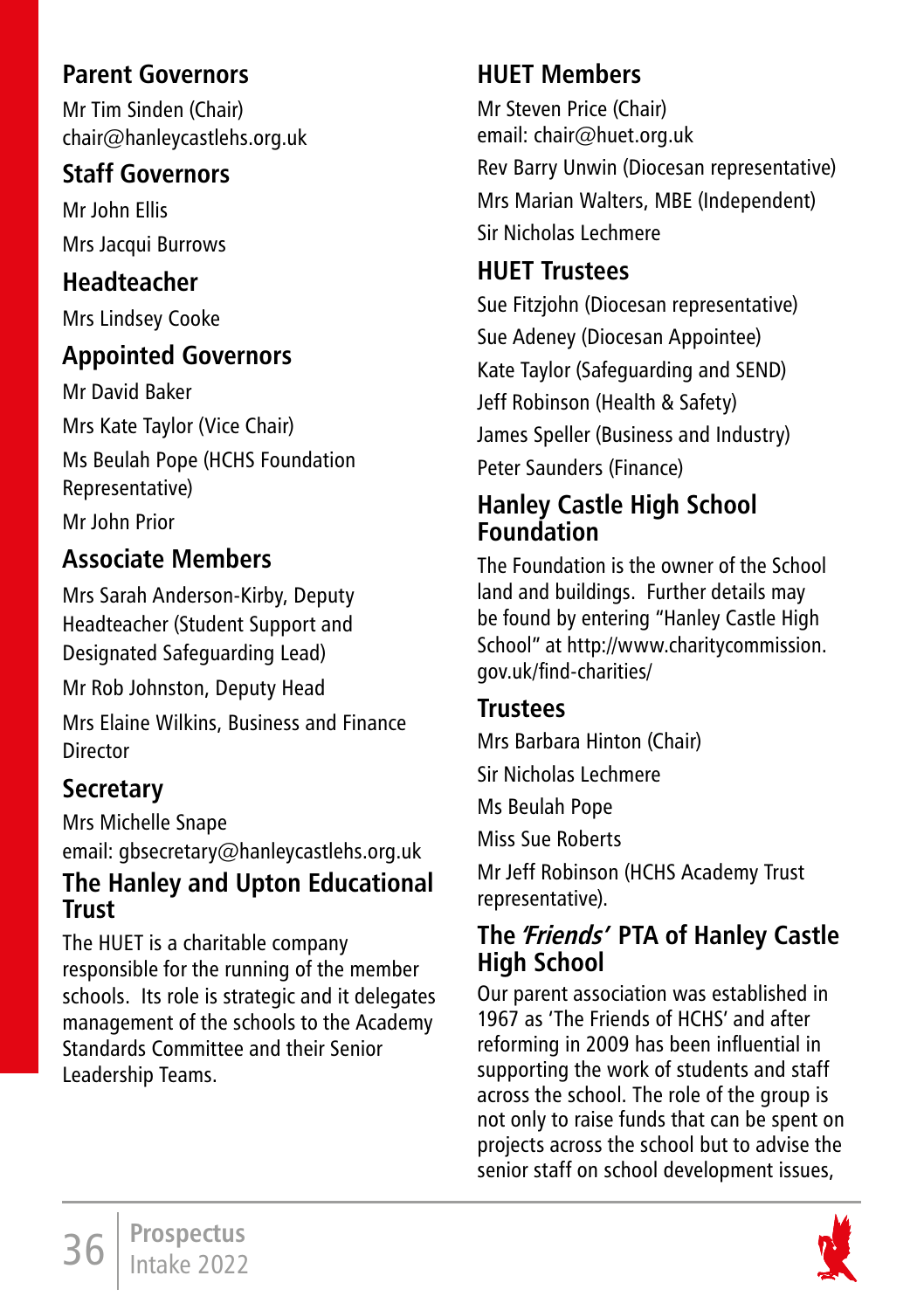## Parent Governors

Mr Tim Sinden (Chair)
chair@hanleycastlehs.org.uk

## Staff Governors

Mr John Ellis

Mrs Jacqui Burrows

## Headteacher

Mrs Lindsey Cooke

## Appointed Governors

Mr David Baker

Mrs Kate Taylor (Vice Chair)

Ms Beulah Pope (HCHS Foundation Representative)

Mr John Prior

## Associate Members

Mrs Sarah Anderson-Kirby, Deputy Headteacher (Student Support and Designated Safeguarding Lead)

Mr Rob Johnston, Deputy Head

Mrs Elaine Wilkins, Business and Finance Director

## Secretary

Mrs Michelle Snape
email: gbsecretary@hanleycastlehs.org.uk

## The Hanley and Upton Educational Trust

The HUET is a charitable company responsible for the running of the member schools. Its role is strategic and it delegates management of the schools to the Academy Standards Committee and their Senior Leadership Teams.

## HUET Members

Mr Steven Price (Chair)
email: chair@huet.org.uk

Rev Barry Unwin (Diocesan representative)

Mrs Marian Walters, MBE (Independent)

Sir Nicholas Lechmere

## HUET Trustees

Sue Fitzjohn (Diocesan representative)

Sue Adeney (Diocesan Appointee)

Kate Taylor (Safeguarding and SEND)

Jeff Robinson (Health & Safety)

James Speller (Business and Industry)

Peter Saunders (Finance)

## Hanley Castle High School Foundation

The Foundation is the owner of the School land and buildings. Further details may be found by entering "Hanley Castle High School" at http://www.charitycommission.gov.uk/find-charities/

## Trustees

Mrs Barbara Hinton (Chair)

Sir Nicholas Lechmere

Ms Beulah Pope

Miss Sue Roberts

Mr Jeff Robinson (HCHS Academy Trust representative).

## The *'Friends'* PTA of Hanley Castle High School

Our parent association was established in 1967 as 'The Friends of HCHS' and after reforming in 2009 has been influential in supporting the work of students and staff across the school. The role of the group is not only to raise funds that can be spent on projects across the school but to advise the senior staff on school development issues,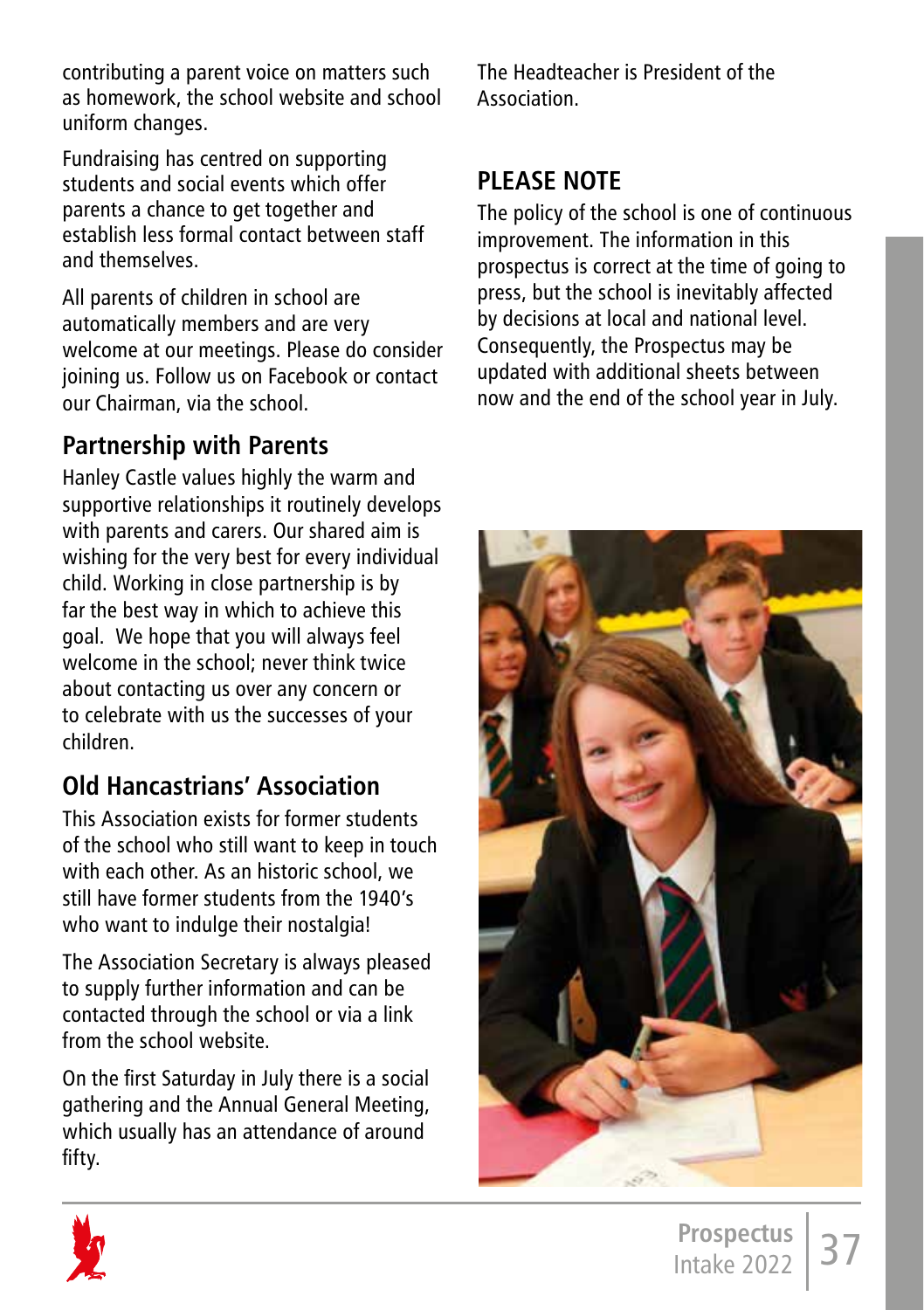contributing a parent voice on matters such as homework, the school website and school uniform changes.

Fundraising has centred on supporting students and social events which offer parents a chance to get together and establish less formal contact between staff and themselves.

All parents of children in school are automatically members and are very welcome at our meetings. Please do consider joining us. Follow us on Facebook or contact our Chairman, via the school.

## Partnership with Parents

Hanley Castle values highly the warm and supportive relationships it routinely develops with parents and carers. Our shared aim is wishing for the very best for every individual child. Working in close partnership is by far the best way in which to achieve this goal. We hope that you will always feel welcome in the school; never think twice about contacting us over any concern or to celebrate with us the successes of your children.

## Old Hancastrians' Association

This Association exists for former students of the school who still want to keep in touch with each other. As an historic school, we still have former students from the 1940's who want to indulge their nostalgia!

The Association Secretary is always pleased to supply further information and can be contacted through the school or via a link from the school website.

On the first Saturday in July there is a social gathering and the Annual General Meeting, which usually has an attendance of around fifty.

The Headteacher is President of the Association.

## PLEASE NOTE

The policy of the school is one of continuous improvement. The information in this prospectus is correct at the time of going to press, but the school is inevitably affected by decisions at local and national level. Consequently, the Prospectus may be updated with additional sheets between now and the end of the school year in July.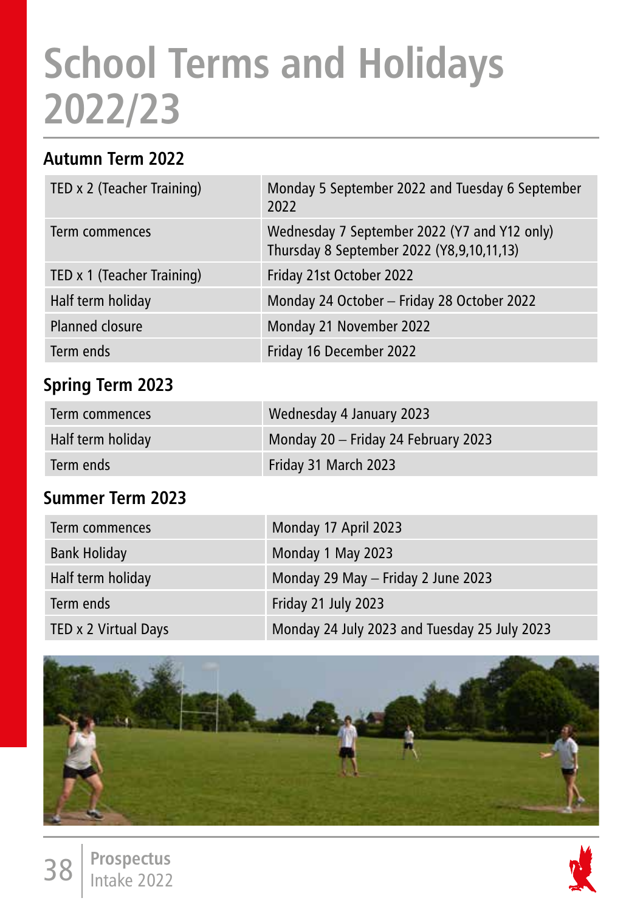# School Terms and Holidays 2022/23

## Autumn Term 2022

| | |
|---|---|
| TED x 2 (Teacher Training) | Monday 5 September 2022 and Tuesday 6 September 2022 |
| Term commences | Wednesday 7 September 2022 (Y7 and Y12 only) Thursday 8 September 2022 (Y8,9,10,11,13) |
| TED x 1 (Teacher Training) | Friday 21st October 2022 |
| Half term holiday | Monday 24 October – Friday 28 October 2022 |
| Planned closure | Monday 21 November 2022 |
| Term ends | Friday 16 December 2022 |

## Spring Term 2023

| | |
|---|---|
| Term commences | Wednesday 4 January 2023 |
| Half term holiday | Monday 20 – Friday 24 February 2023 |
| Term ends | Friday 31 March 2023 |

## Summer Term 2023

| | |
|---|---|
| Term commences | Monday 17 April 2023 |
| Bank Holiday | Monday 1 May 2023 |
| Half term holiday | Monday 29 May – Friday 2 June 2023 |
| Term ends | Friday 21 July 2023 |
| TED x 2 Virtual Days | Monday 24 July 2023 and Tuesday 25 July 2023 |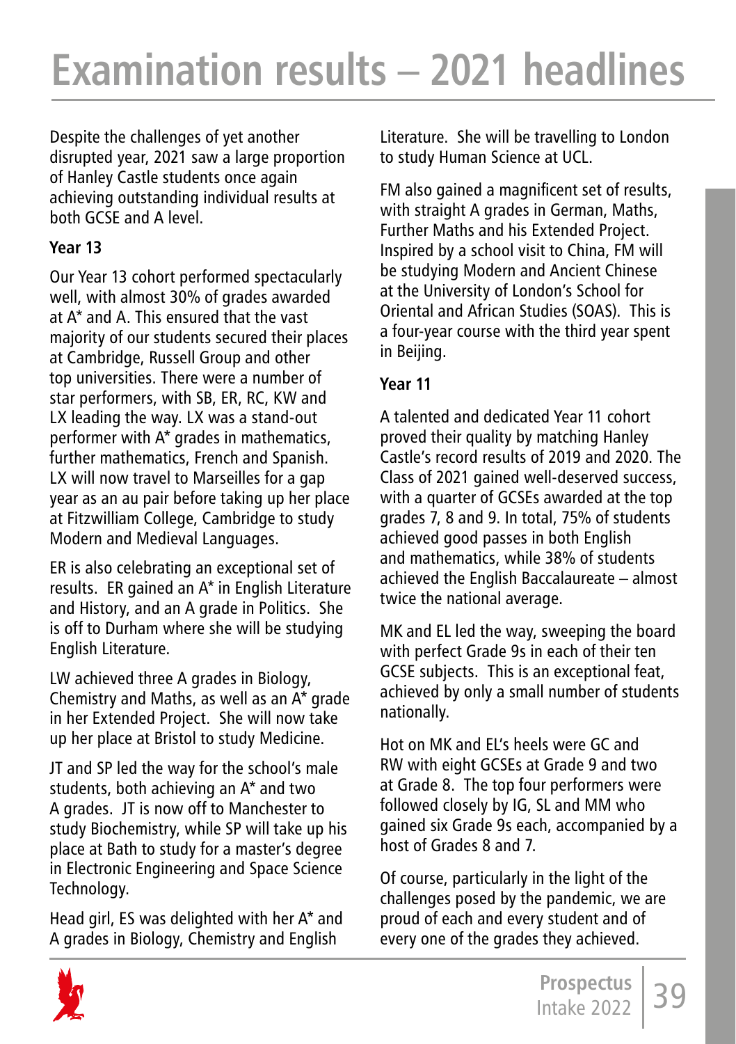# Examination results – 2021 headlines

Despite the challenges of yet another disrupted year, 2021 saw a large proportion of Hanley Castle students once again achieving outstanding individual results at both GCSE and A level.

### Year 13

Our Year 13 cohort performed spectacularly well, with almost 30% of grades awarded at A* and A. This ensured that the vast majority of our students secured their places at Cambridge, Russell Group and other top universities. There were a number of star performers, with SB, ER, RC, KW and LX leading the way. LX was a stand-out performer with A* grades in mathematics, further mathematics, French and Spanish. LX will now travel to Marseilles for a gap year as an au pair before taking up her place at Fitzwilliam College, Cambridge to study Modern and Medieval Languages.

ER is also celebrating an exceptional set of results. ER gained an A* in English Literature and History, and an A grade in Politics. She is off to Durham where she will be studying English Literature.

LW achieved three A grades in Biology, Chemistry and Maths, as well as an A* grade in her Extended Project. She will now take up her place at Bristol to study Medicine.

JT and SP led the way for the school's male students, both achieving an A* and two A grades. JT is now off to Manchester to study Biochemistry, while SP will take up his place at Bath to study for a master's degree in Electronic Engineering and Space Science Technology.

Head girl, ES was delighted with her A* and A grades in Biology, Chemistry and English Literature. She will be travelling to London to study Human Science at UCL.

FM also gained a magnificent set of results, with straight A grades in German, Maths, Further Maths and his Extended Project. Inspired by a school visit to China, FM will be studying Modern and Ancient Chinese at the University of London's School for Oriental and African Studies (SOAS). This is a four-year course with the third year spent in Beijing.

### Year 11

A talented and dedicated Year 11 cohort proved their quality by matching Hanley Castle's record results of 2019 and 2020. The Class of 2021 gained well-deserved success, with a quarter of GCSEs awarded at the top grades 7, 8 and 9. In total, 75% of students achieved good passes in both English and mathematics, while 38% of students achieved the English Baccalaureate – almost twice the national average.

MK and EL led the way, sweeping the board with perfect Grade 9s in each of their ten GCSE subjects. This is an exceptional feat, achieved by only a small number of students nationally.

Hot on MK and EL's heels were GC and RW with eight GCSEs at Grade 9 and two at Grade 8. The top four performers were followed closely by IG, SL and MM who gained six Grade 9s each, accompanied by a host of Grades 8 and 7.

Of course, particularly in the light of the challenges posed by the pandemic, we are proud of each and every student and of every one of the grades they achieved.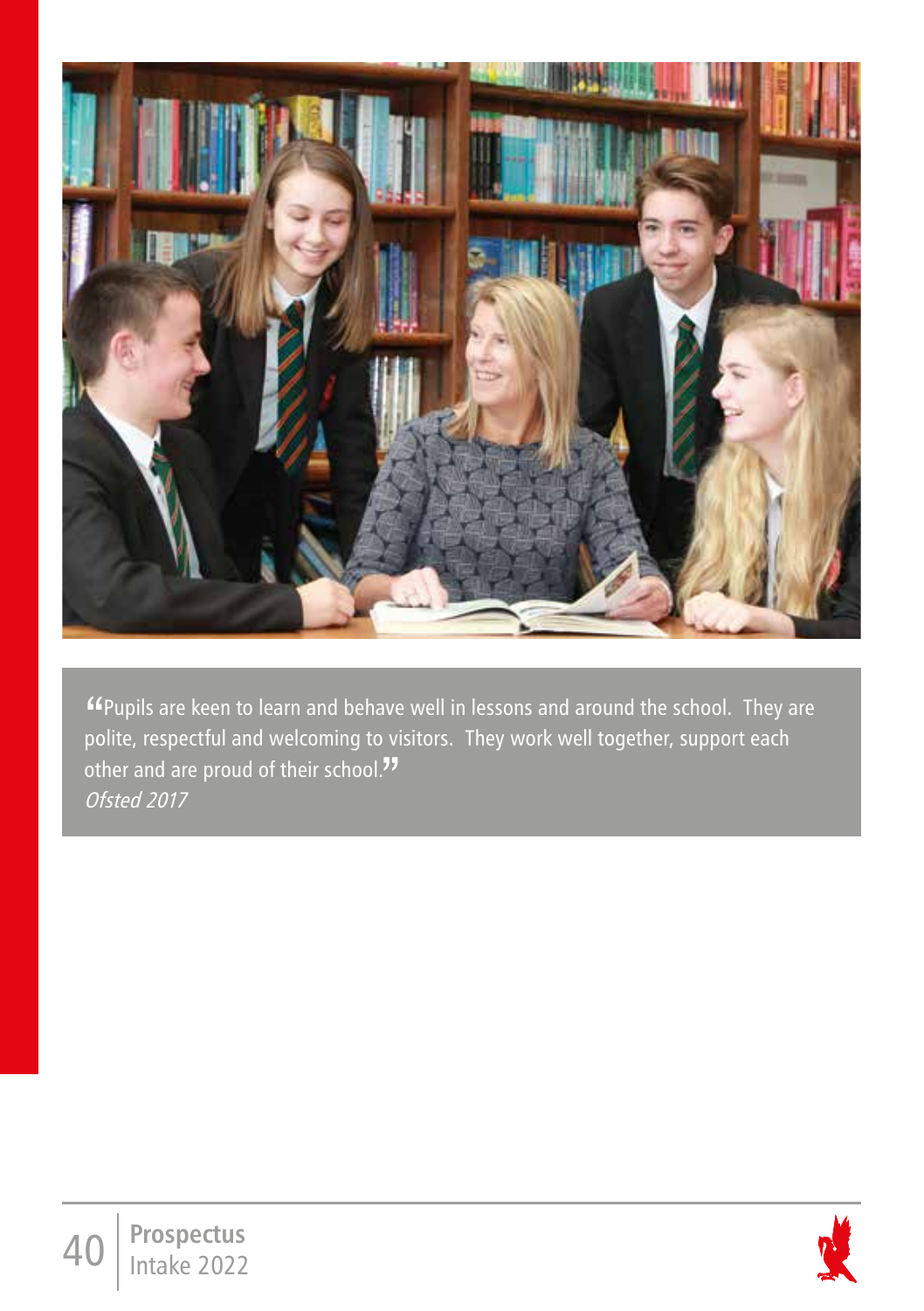"Pupils are keen to learn and behave well in lessons and around the school. They are polite, respectful and welcoming to visitors. They work well together, support each other and are proud of their school."

*Ofsted 2017*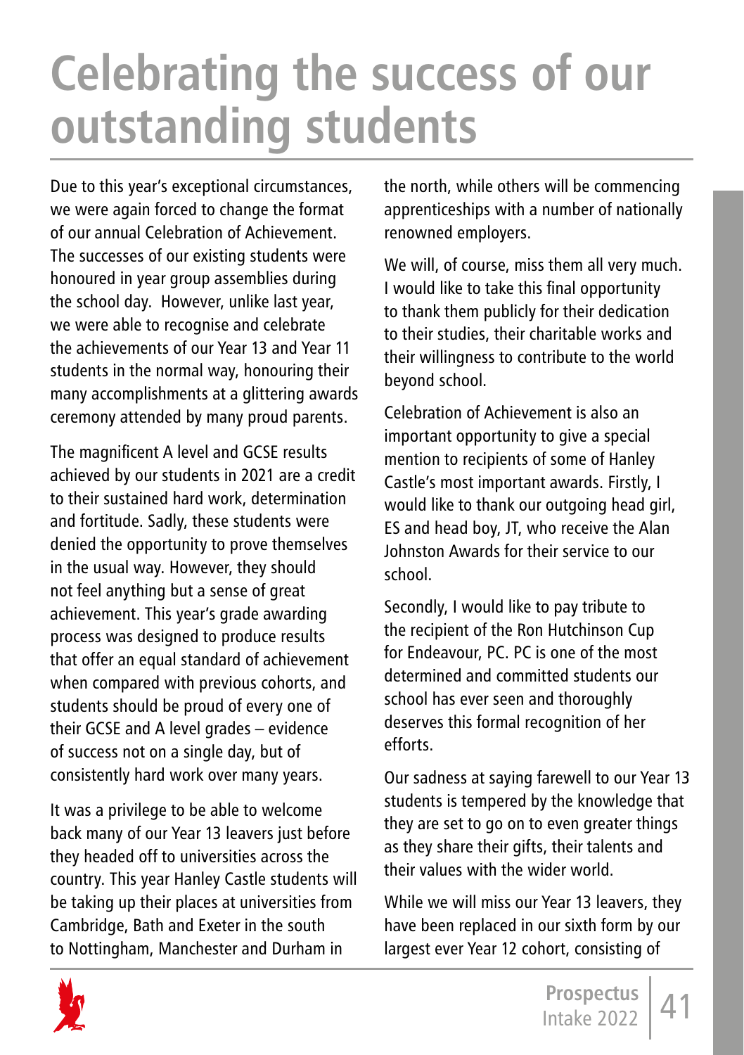# Celebrating the success of our outstanding students

Due to this year's exceptional circumstances, we were again forced to change the format of our annual Celebration of Achievement. The successes of our existing students were honoured in year group assemblies during the school day. However, unlike last year, we were able to recognise and celebrate the achievements of our Year 13 and Year 11 students in the normal way, honouring their many accomplishments at a glittering awards ceremony attended by many proud parents.

The magnificent A level and GCSE results achieved by our students in 2021 are a credit to their sustained hard work, determination and fortitude. Sadly, these students were denied the opportunity to prove themselves in the usual way. However, they should not feel anything but a sense of great achievement. This year's grade awarding process was designed to produce results that offer an equal standard of achievement when compared with previous cohorts, and students should be proud of every one of their GCSE and A level grades – evidence of success not on a single day, but of consistently hard work over many years.

It was a privilege to be able to welcome back many of our Year 13 leavers just before they headed off to universities across the country. This year Hanley Castle students will be taking up their places at universities from Cambridge, Bath and Exeter in the south to Nottingham, Manchester and Durham in the north, while others will be commencing apprenticeships with a number of nationally renowned employers.

We will, of course, miss them all very much. I would like to take this final opportunity to thank them publicly for their dedication to their studies, their charitable works and their willingness to contribute to the world beyond school.

Celebration of Achievement is also an important opportunity to give a special mention to recipients of some of Hanley Castle's most important awards. Firstly, I would like to thank our outgoing head girl, ES and head boy, JT, who receive the Alan Johnston Awards for their service to our school.

Secondly, I would like to pay tribute to the recipient of the Ron Hutchinson Cup for Endeavour, PC. PC is one of the most determined and committed students our school has ever seen and thoroughly deserves this formal recognition of her efforts.

Our sadness at saying farewell to our Year 13 students is tempered by the knowledge that they are set to go on to even greater things as they share their gifts, their talents and their values with the wider world.

While we will miss our Year 13 leavers, they have been replaced in our sixth form by our largest ever Year 12 cohort, consisting of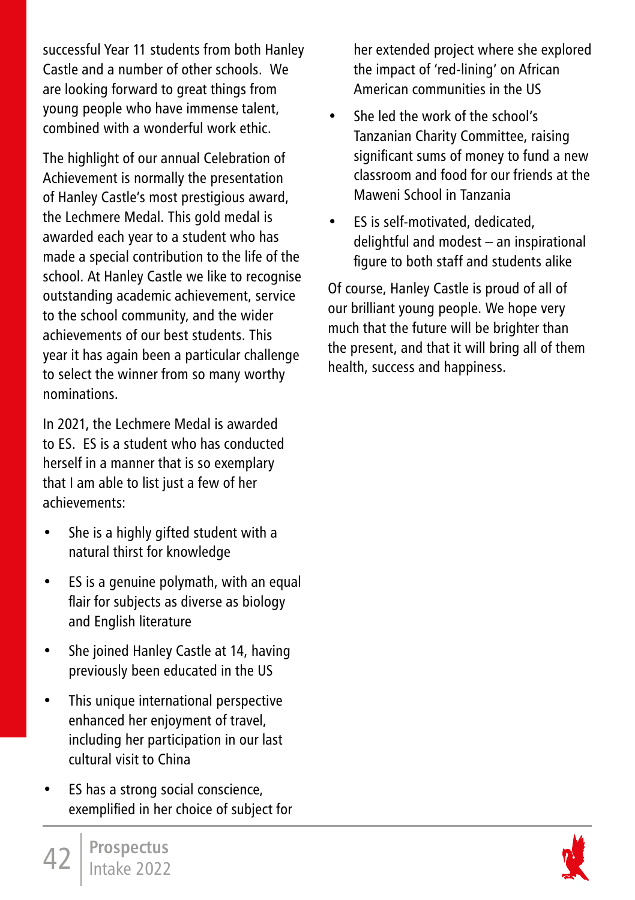successful Year 11 students from both Hanley Castle and a number of other schools. We are looking forward to great things from young people who have immense talent, combined with a wonderful work ethic.

The highlight of our annual Celebration of Achievement is normally the presentation of Hanley Castle's most prestigious award, the Lechmere Medal. This gold medal is awarded each year to a student who has made a special contribution to the life of the school. At Hanley Castle we like to recognise outstanding academic achievement, service to the school community, and the wider achievements of our best students. This year it has again been a particular challenge to select the winner from so many worthy nominations.

In 2021, the Lechmere Medal is awarded to ES. ES is a student who has conducted herself in a manner that is so exemplary that I am able to list just a few of her achievements:

- She is a highly gifted student with a natural thirst for knowledge
- ES is a genuine polymath, with an equal flair for subjects as diverse as biology and English literature
- She joined Hanley Castle at 14, having previously been educated in the US
- This unique international perspective enhanced her enjoyment of travel, including her participation in our last cultural visit to China
- ES has a strong social conscience, exemplified in her choice of subject for her extended project where she explored the impact of 'red-lining' on African American communities in the US
- She led the work of the school's Tanzanian Charity Committee, raising significant sums of money to fund a new classroom and food for our friends at the Maweni School in Tanzania
- ES is self-motivated, dedicated, delightful and modest – an inspirational figure to both staff and students alike

Of course, Hanley Castle is proud of all of our brilliant young people. We hope very much that the future will be brighter than the present, and that it will bring all of them health, success and happiness.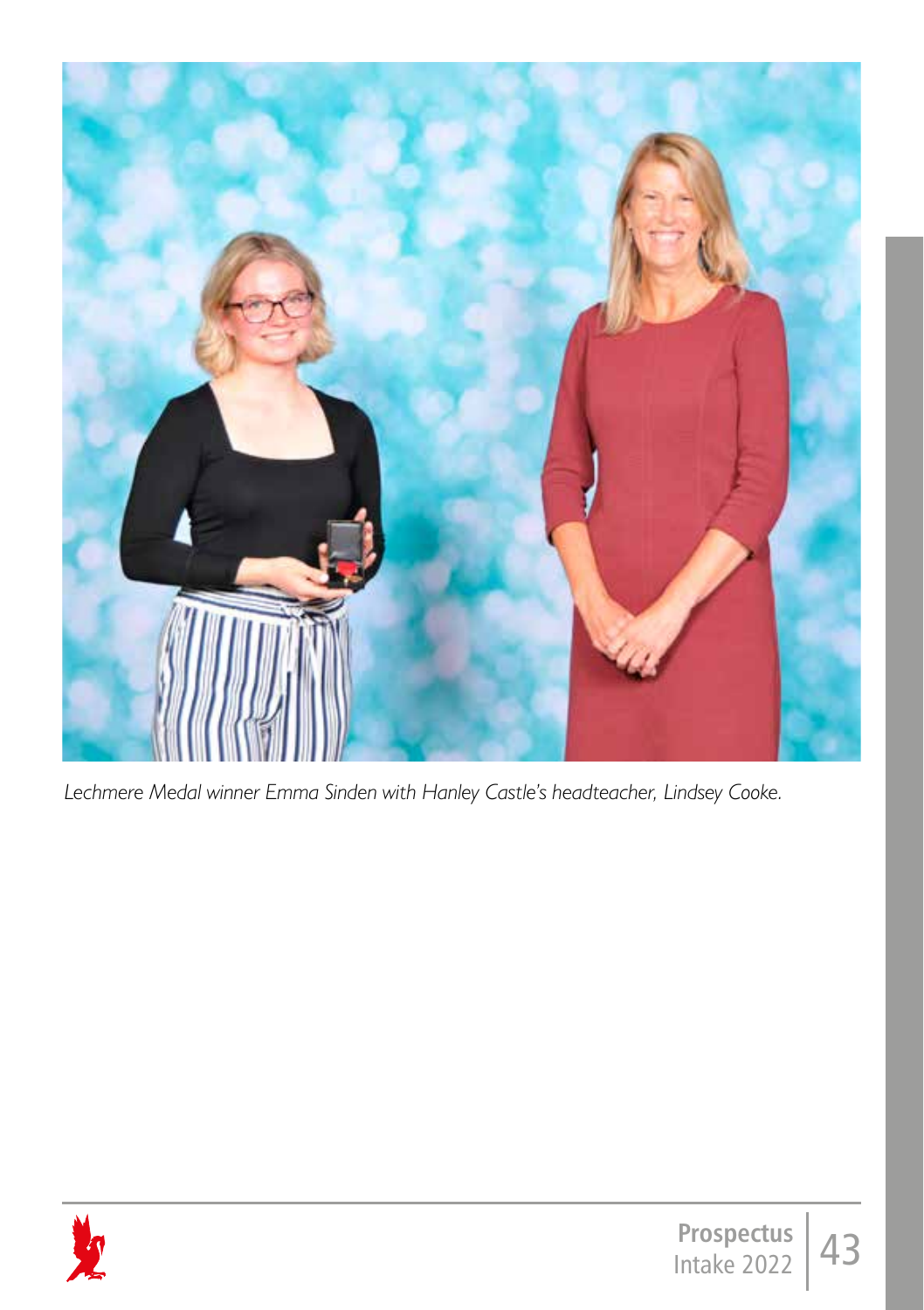*Lechmere Medal winner Emma Sinden with Hanley Castle's headteacher, Lindsey Cooke.*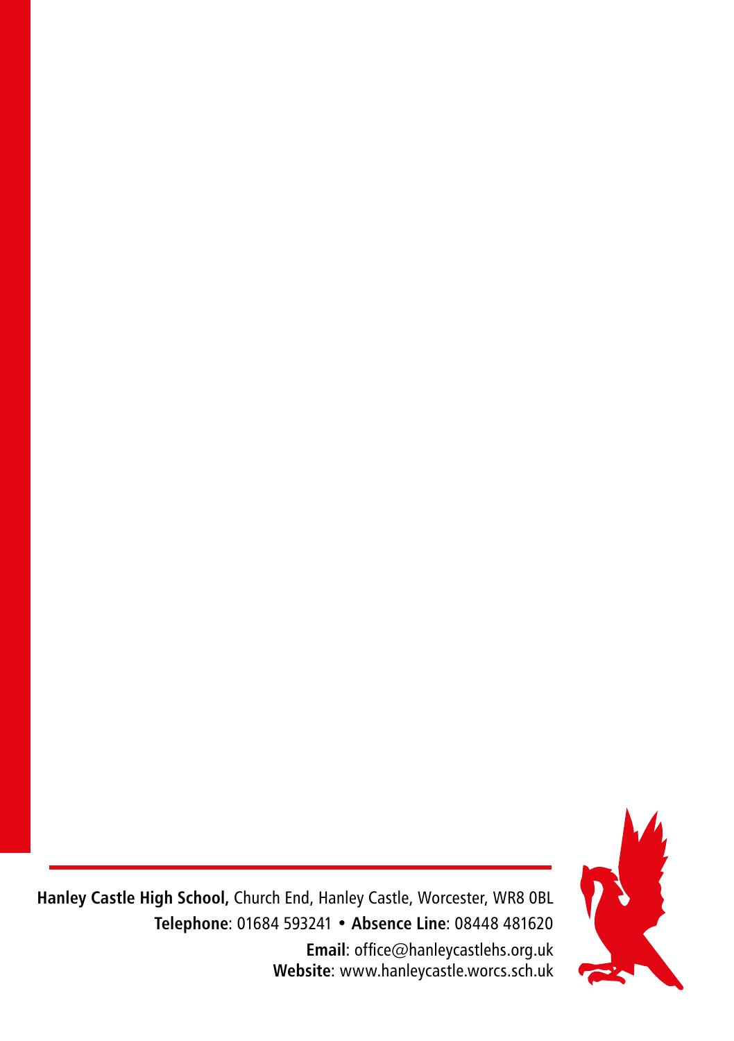**Hanley Castle High School,** Church End, Hanley Castle, Worcester, WR8 0BL

**Telephone**: 01684 593241 • **Absence Line**: 08448 481620

**Email**: office@hanleycastlehs.org.uk

**Website**: www.hanleycastle.worcs.sch.uk